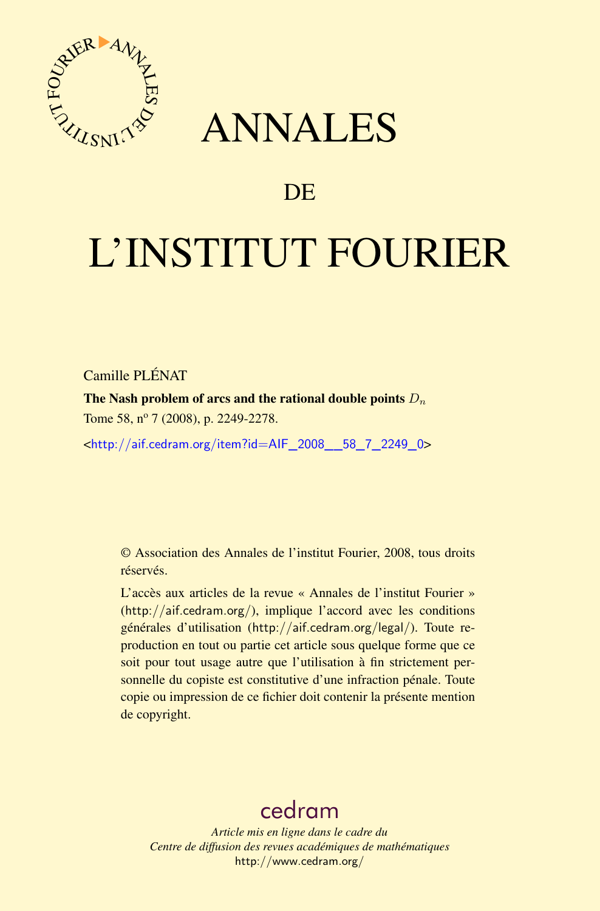# ANNALES

## DE

# L'INSTITUT FOURIER

Camille PLÉNAT

**The Nash problem of arcs and the rational double points** $D_n$

Tome 58, nº 7 (2008), p. 2249-2278.

<http://aif.cedram.org/item?id=AIF_2008__58_7_2249_0>

© Association des Annales de l'institut Fourier, 2008, tous droits réservés.

L'accès aux articles de la revue « Annales de l'institut Fourier » (http://aif.cedram.org/), implique l'accord avec les conditions générales d'utilisation (http://aif.cedram.org/legal/). Toute reproduction en tout ou partie cet article sous quelque forme que ce soit pour tout usage autre que l'utilisation à fin strictement personnelle du copiste est constitutive d'une infraction pénale. Toute copie ou impression de ce fichier doit contenir la présente mention de copyright.

cedram

*Article mis en ligne dans le cadre du*
*Centre de diffusion des revues académiques de mathématiques*
http://www.cedram.org/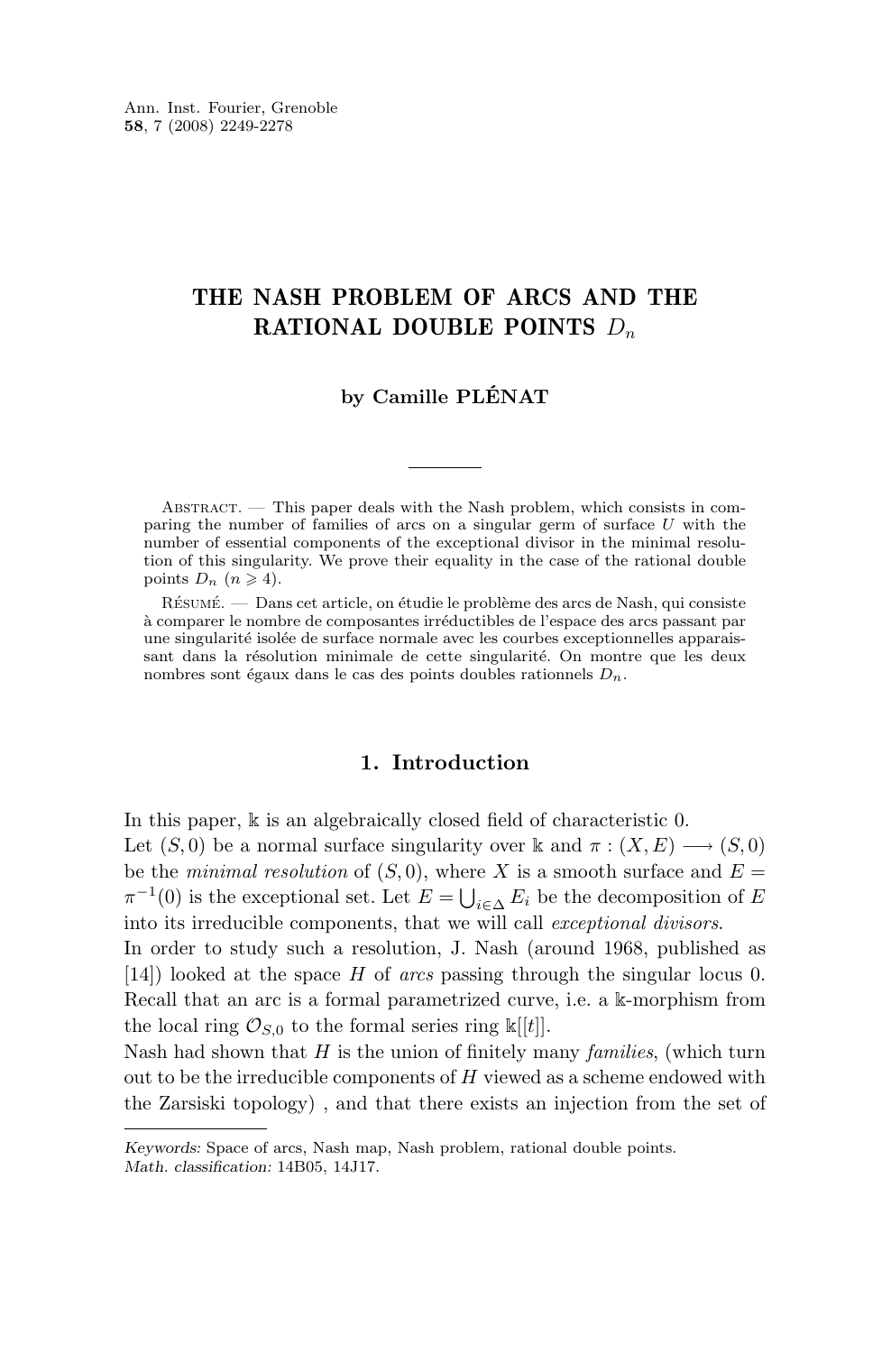# THE NASH PROBLEM OF ARCS AND THE RATIONAL DOUBLE POINTS $D_n$

**by Camille PLÉNAT**

Abstract. — This paper deals with the Nash problem, which consists in comparing the number of families of arcs on a singular germ of surface $U$ with the number of essential components of the exceptional divisor in the minimal resolution of this singularity. We prove their equality in the case of the rational double points $D_n$ ($n \geqslant 4$).

Résumé. — Dans cet article, on étudie le problème des arcs de Nash, qui consiste à comparer le nombre de composantes irréductibles de l'espace des arcs passant par une singularité isolée de surface normale avec les courbes exceptionnelles apparaissant dans la résolution minimale de cette singularité. On montre que les deux nombres sont égaux dans le cas des points doubles rationnels $D_n$.

## 1. Introduction

In this paper, $\Bbbk$ is an algebraically closed field of characteristic 0.
Let $(S,0)$ be a normal surface singularity over $\Bbbk$ and $\pi : (X,E) \longrightarrow (S,0)$ be the *minimal resolution* of $(S,0)$, where $X$ is a smooth surface and $E = \pi^{-1}(0)$ is the exceptional set. Let $E = \bigcup_{i \in \Delta} E_i$ be the decomposition of $E$ into its irreducible components, that we will call *exceptional divisors*.
In order to study such a resolution, J. Nash (around 1968, published as [14]) looked at the space $H$ of *arcs* passing through the singular locus 0. Recall that an arc is a formal parametrized curve, i.e. a $\Bbbk$-morphism from the local ring $\mathcal{O}_{S,0}$ to the formal series ring $\Bbbk[[t]]$.
Nash had shown that $H$ is the union of finitely many *families*, (which turn out to be the irreducible components of $H$ viewed as a scheme endowed with the Zarsiki topology) , and that there exists an injection from the set of

*Keywords:* Space of arcs, Nash map, Nash problem, rational double points.
*Math. classification:* 14B05, 14J17.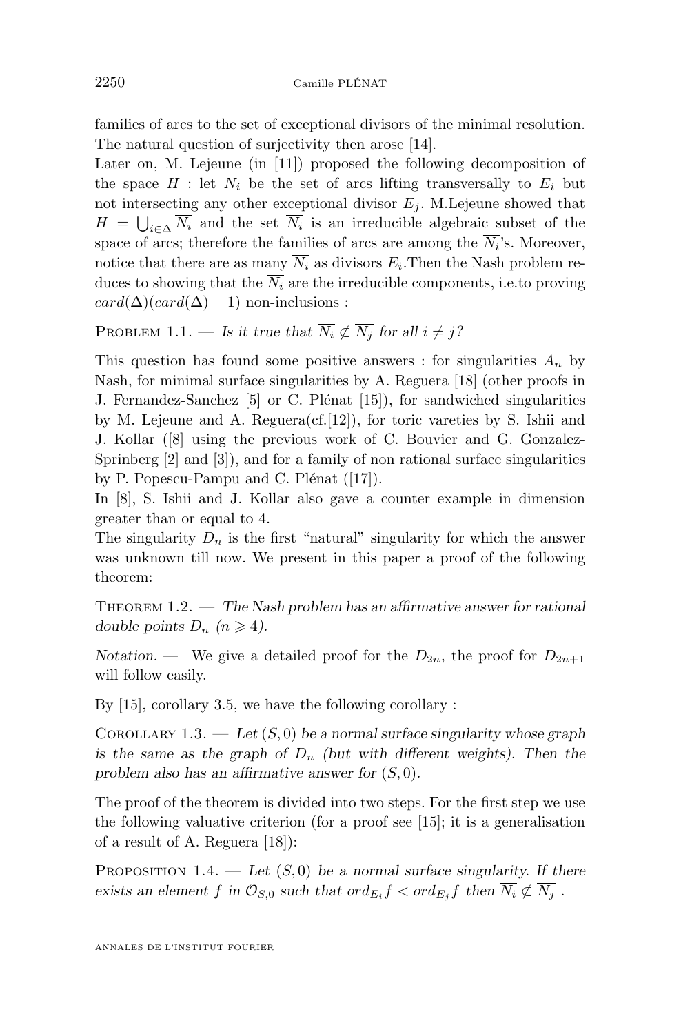families of arcs to the set of exceptional divisors of the minimal resolution. The natural question of surjectivity then arose [14].

Later on, M. Lejeune (in [11]) proposed the following decomposition of the space $H$ : let $N_i$ be the set of arcs lifting transversally to $E_i$ but not intersecting any other exceptional divisor $E_j$. M.Lejeune showed that $H = \bigcup_{i\in\Delta} \overline{N_i}$ and the set $\overline{N_i}$ is an irreducible algebraic subset of the space of arcs; therefore the families of arcs are among the $\overline{N_i}$'s. Moreover, notice that there are as many $\overline{N_i}$ as divisors $E_i$.Then the Nash problem reduces to showing that the $\overline{N_i}$ are the irreducible components, i.e.to proving $card(\Delta)(card(\Delta)-1)$ non-inclusions :

Problem 1.1. — *Is it true that $\overline{N_i} \not\subset \overline{N_j}$ for all $i \neq j$?*

This question has found some positive answers : for singularities $A_n$ by Nash, for minimal surface singularities by A. Reguera [18] (other proofs in J. Fernandez-Sanchez [5] or C. Plénat [15]), for sandwiched singularities by M. Lejeune and A. Reguera(cf.[12]), for toric vareties by S. Ishii and J. Kollar ([8] using the previous work of C. Bouvier and G. Gonzalez-Springberg [2] and [3]), and for a family of non rational surface singularities by P. Popescu-Pampu and C. Plénat ([17]).

In [8], S. Ishii and J. Kollar also gave a counter example in dimension greater than or equal to 4.

The singularity $D_n$ is the first "natural" singularity for which the answer was unknown till now. We present in this paper a proof of the following theorem:

Theorem 1.2. — *The Nash problem has an affirmative answer for rational double points $D_n$ ($n \geqslant 4$).*

*Notation.* — We give a detailed proof for the $D_{2n}$, the proof for $D_{2n+1}$ will follow easily.

By [15], corollary 3.5, we have the following corollary :

Corollary 1.3. — *Let $(S,0)$ be a normal surface singularity whose graph is the same as the graph of $D_n$ (but with different weights). Then the problem also has an affirmative answer for $(S,0)$.*

The proof of the theorem is divided into two steps. For the first step we use the following valuative criterion (for a proof see [15]; it is a generalisation of a result of A. Reguera [18]):

Proposition 1.4. — *Let $(S,0)$ be a normal surface singularity. If there exists an element $f$ in $\mathcal{O}_{S,0}$ such that $ord_{E_i} f < ord_{E_j} f$ then $\overline{N_i} \not\subset \overline{N_j}$ .*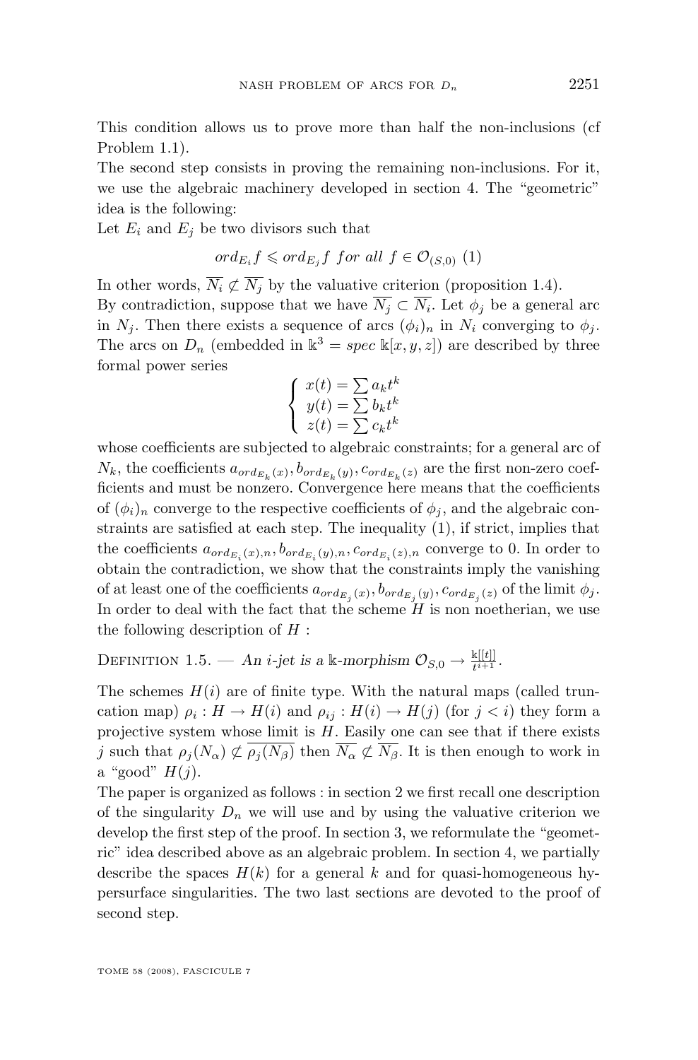This condition allows us to prove more than half the non-inclusions (cf Problem 1.1).

The second step consists in proving the remaining non-inclusions. For it, we use the algebraic machinery developed in section 4. The "geometric" idea is the following:

Let $E_i$ and $E_j$ be two divisors such that

$$ord_{E_i} f \leqslant ord_{E_j} f \ \textit{for all} \ f \in \mathcal{O}_{(S,0)} \ (1)$$

In other words, $\overline{N_i} \not\subset \overline{N_j}$ by the valuative criterion (proposition 1.4).

By contradiction, suppose that we have $\overline{N_j} \subset \overline{N_i}$. Let $\phi_j$ be a general arc in $N_j$. Then there exists a sequence of arcs $(\phi_i)_n$ in $N_i$ converging to $\phi_j$. The arcs on $D_n$ (embedded in $\mathbb{k}^3 = spec\ \mathbb{k}[x,y,z]$) are described by three formal power series

$$\begin{cases} x(t) = \sum a_k t^k \\ y(t) = \sum b_k t^k \\ z(t) = \sum c_k t^k \end{cases}$$

whose coefficients are subjected to algebraic constraints; for a general arc of $N_k$, the coefficients $a_{ord_{E_k}(x)}, b_{ord_{E_k}(y)}, c_{ord_{E_k}(z)}$ are the first non-zero coefficients and must be nonzero. Convergence here means that the coefficients of $(\phi_i)_n$ converge to the respective coefficients of $\phi_j$, and the algebraic constraints are satisfied at each step. The inequality (1), if strict, implies that the coefficients $a_{ord_{E_i}(x),n}, b_{ord_{E_i}(y),n}, c_{ord_{E_i}(z),n}$ converge to 0. In order to obtain the contradiction, we show that the constraints imply the vanishing of at least one of the coefficients $a_{ord_{E_j}(x)}, b_{ord_{E_j}(y)}, c_{ord_{E_j}(z)}$ of the limit $\phi_j$. In order to deal with the fact that the scheme $H$ is non noetherian, we use the following description of $H$ :

Definition 1.5. — *An $i$-jet is a $\mathbb{k}$-morphism $\mathcal{O}_{S,0} \rightarrow \frac{\mathbb{k}[[t]]}{t^{i+1}}$.*

The schemes $H(i)$ are of finite type. With the natural maps (called truncation map) $\rho_i : H \rightarrow H(i)$ and $\rho_{ij} : H(i) \rightarrow H(j)$ (for $j < i$) they form a projective system whose limit is $H$. Easily one can see that if there exists $j$ such that $\rho_j(N_\alpha) \not\subset \overline{\rho_j(N_\beta)}$ then $\overline{N_\alpha} \not\subset \overline{N_\beta}$. It is then enough to work in a "good" $H(j)$.

The paper is organized as follows : in section 2 we first recall one description of the singularity $D_n$ we will use and by using the valuative criterion we develop the first step of the proof. In section 3, we reformulate the "geometric" idea described above as an algebraic problem. In section 4, we partially describe the spaces $H(k)$ for a general $k$ and for quasi-homogeneous hypersurface singularities. The two last sections are devoted to the proof of second step.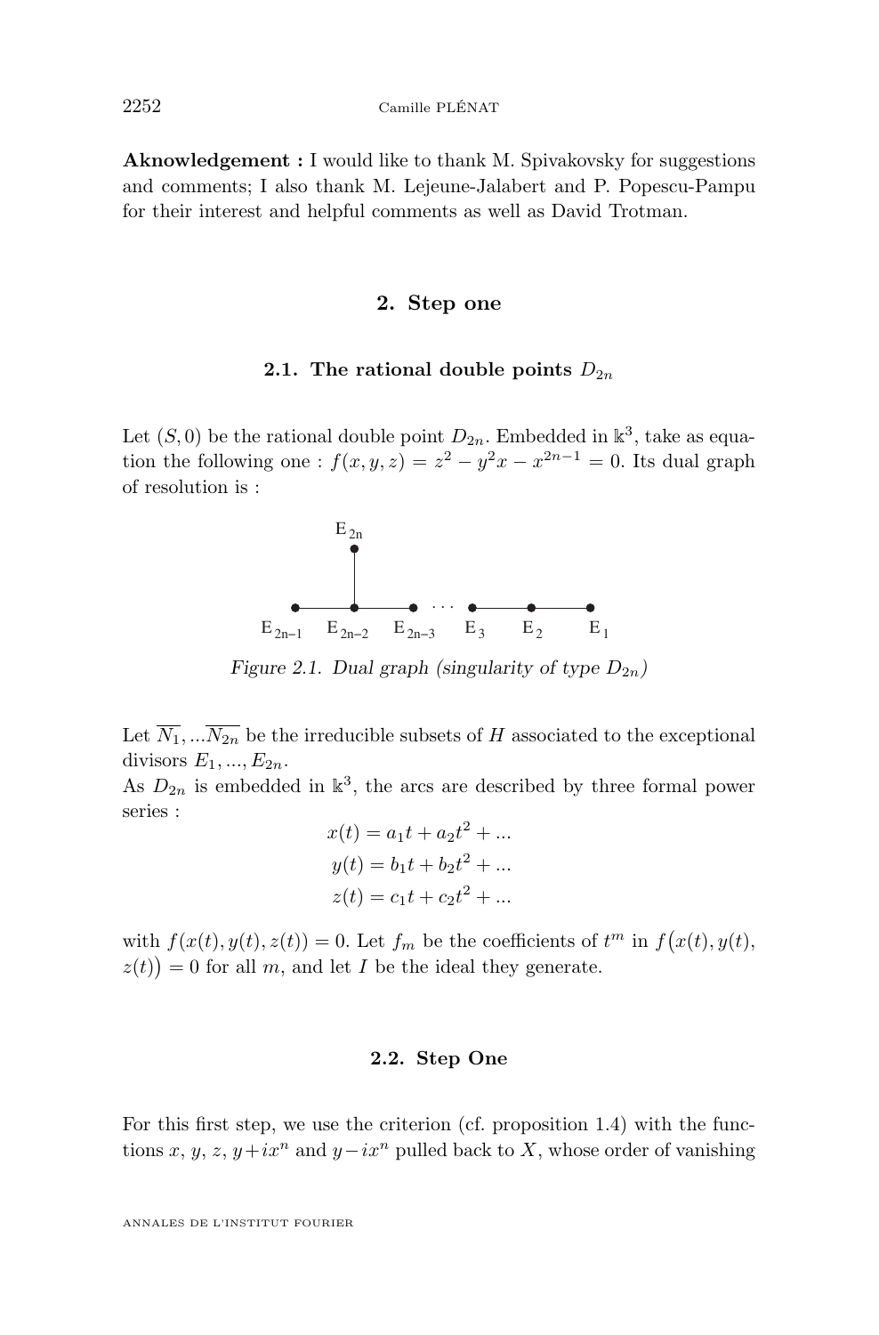**Aknowledgement :** I would like to thank M. Spivakovsky for suggestions and comments; I also thank M. Lejeune-Jalabert and P. Popescu-Pampu for their interest and helpful comments as well as David Trotman.

## 2. Step one

### 2.1. The rational double points $D_{2n}$

Let $(S, 0)$ be the rational double point $D_{2n}$. Embedded in $\mathbb{k}^3$, take as equation the following one : $f(x, y, z) = z^2 - y^2x - x^{2n-1} = 0$. Its dual graph of resolution is :

*Figure 2.1. Dual graph (singularity of type $D_{2n}$)*

Let $\overline{N_1}, ...\overline{N_{2n}}$ be the irreducible subsets of $H$ associated to the exceptional divisors $E_1, ..., E_{2n}$.

As $D_{2n}$ is embedded in $\mathbb{k}^3$, the arcs are described by three formal power series :

$$x(t) = a_1 t + a_2 t^2 + ...$$
$$y(t) = b_1 t + b_2 t^2 + ...$$
$$z(t) = c_1 t + c_2 t^2 + ...$$

with $f(x(t), y(t), z(t)) = 0$. Let $f_m$ be the coefficients of $t^m$ in $f\big(x(t), y(t), z(t)\big) = 0$ for all $m$, and let $I$ be the ideal they generate.

### 2.2. Step One

For this first step, we use the criterion (cf. proposition 1.4) with the functions $x$, $y$, $z$, $y + ix^n$ and $y - ix^n$ pulled back to $X$, whose order of vanishing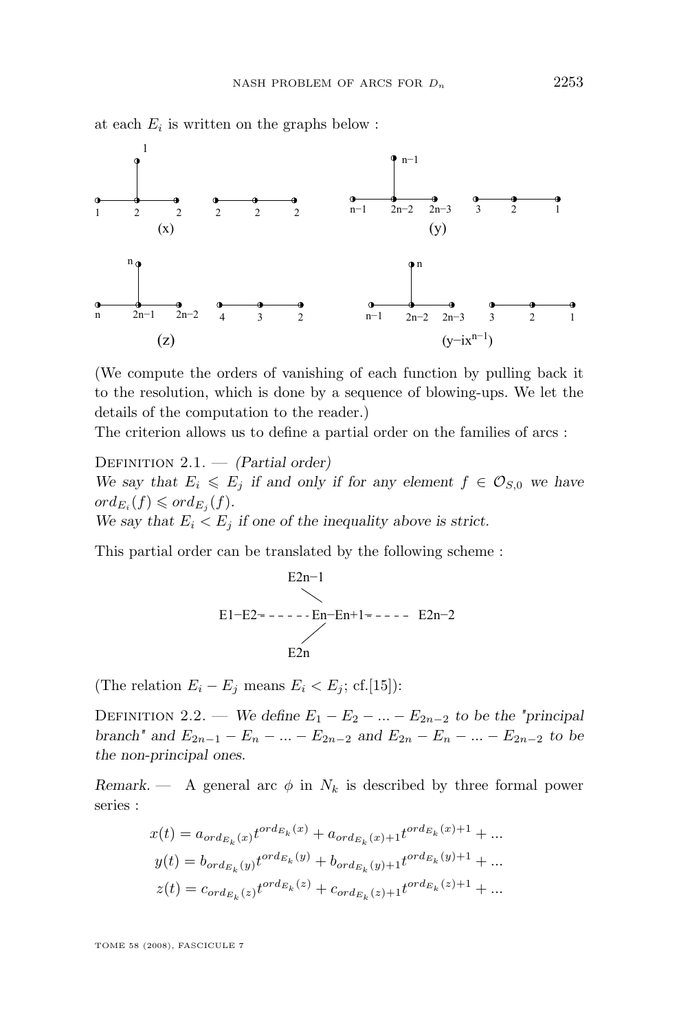at each $E_i$ is written on the graphs below :

(x)

(y)

(z)

($y - ix^{n-1}$)

(We compute the orders of vanishing of each function by pulling back it to the resolution, which is done by a sequence of blowing-ups. We let the details of the computation to the reader.)

The criterion allows us to define a partial order on the families of arcs :

Definition 2.1. — *(Partial order)*
*We say that $E_i \leqslant E_j$ if and only if for any element $f \in \mathcal{O}_{S,0}$ we have $ord_{E_i}(f) \leqslant ord_{E_j}(f)$.*
*We say that $E_i < E_j$ if one of the inequality above is strict.*

This partial order can be translated by the following scheme :

E2n−1

E1−E2− - - - - - En−En+1− - - - -  E2n−2

E2n

(The relation $E_i - E_j$ means $E_i < E_j$; cf.[15]):

Definition 2.2. — *We define $E_1 - E_2 - ... - E_{2n-2}$ to be the "principal branch" and $E_{2n-1} - E_n - ... - E_{2n-2}$ and $E_{2n} - E_n - ... - E_{2n-2}$ to be the non-principal ones.*

*Remark.* — A general arc $\phi$ in $N_k$ is described by three formal power series :

$$x(t) = a_{ord_{E_k}(x)} t^{ord_{E_k}(x)} + a_{ord_{E_k}(x)+1} t^{ord_{E_k}(x)+1} + ...$$
$$y(t) = b_{ord_{E_k}(y)} t^{ord_{E_k}(y)} + b_{ord_{E_k}(y)+1} t^{ord_{E_k}(y)+1} + ...$$
$$z(t) = c_{ord_{E_k}(z)} t^{ord_{E_k}(z)} + c_{ord_{E_k}(z)+1} t^{ord_{E_k}(z)+1} + ...$$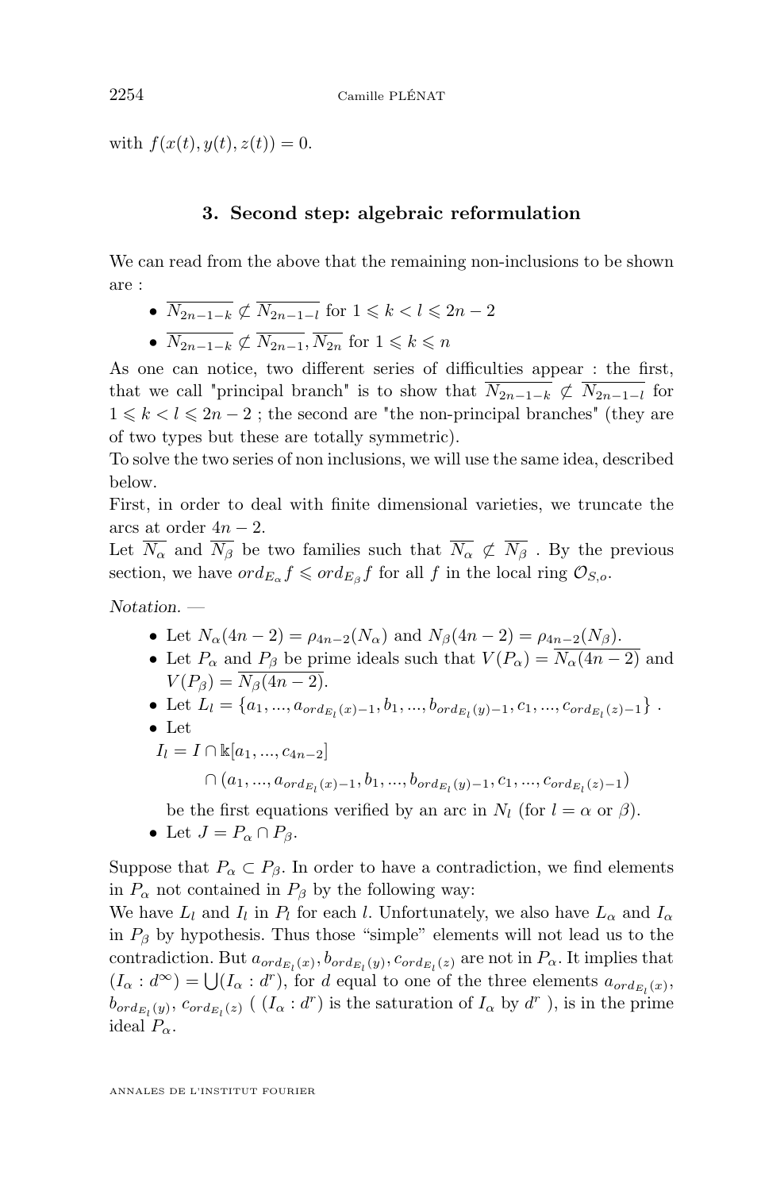with $f(x(t), y(t), z(t)) = 0$.

## 3. Second step: algebraic reformulation

We can read from the above that the remaining non-inclusions to be shown are :

- $\overline{N_{2n-1-k}} \not\subset \overline{N_{2n-1-l}}$ for $1 \leqslant k < l \leqslant 2n-2$
- $\overline{N_{2n-1-k}} \not\subset \overline{N_{2n-1}}, \overline{N_{2n}}$ for $1 \leqslant k \leqslant n$

As one can notice, two different series of difficulties appear : the first, that we call "principal branch" is to show that $\overline{N_{2n-1-k}} \not\subset \overline{N_{2n-1-l}}$ for $1 \leqslant k < l \leqslant 2n-2$ ; the second are "the non-principal branches" (they are of two types but these are totally symmetric).

To solve the two series of non inclusions, we will use the same idea, described below.

First, in order to deal with finite dimensional varieties, we truncate the arcs at order $4n-2$.

Let $\overline{N_\alpha}$ and $\overline{N_\beta}$ be two families such that $\overline{N_\alpha} \not\subset \overline{N_\beta}$ . By the previous section, we have $ord_{E_\alpha} f \leqslant ord_{E_\beta} f$ for all $f$ in the local ring $\mathcal{O}_{S,o}$.

*Notation.* —

- Let $N_\alpha(4n-2) = \rho_{4n-2}(N_\alpha)$ and $N_\beta(4n-2) = \rho_{4n-2}(N_\beta)$.
- Let $P_\alpha$ and $P_\beta$ be prime ideals such that $V(P_\alpha) = \overline{N_\alpha(4n-2)}$ and $V(P_\beta) = \overline{N_\beta(4n-2)}$.
- Let $L_l = \{a_1, ..., a_{ord_{E_l}(x)-1}, b_1, ..., b_{ord_{E_l}(y)-1}, c_1, ..., c_{ord_{E_l}(z)-1}\}$ .
- Let

$$I_l = I \cap \Bbbk[a_1, ..., c_{4n-2}]$$
$$\cap\, (a_1, ..., a_{ord_{E_l}(x)-1}, b_1, ..., b_{ord_{E_l}(y)-1}, c_1, ..., c_{ord_{E_l}(z)-1})$$

  be the first equations verified by an arc in $N_l$ (for $l = \alpha$ or $\beta$).
- Let $J = P_\alpha \cap P_\beta$.

Suppose that $P_\alpha \subset P_\beta$. In order to have a contradiction, we find elements in $P_\alpha$ not contained in $P_\beta$ by the following way:

We have $L_l$ and $I_l$ in $P_l$ for each $l$. Unfortunately, we also have $L_\alpha$ and $I_\alpha$ in $P_\beta$ by hypothesis. Thus those “simple” elements will not lead us to the contradiction. But $a_{ord_{E_l}(x)}, b_{ord_{E_l}(y)}, c_{ord_{E_l}(z)}$ are not in $P_\alpha$. It implies that $(I_\alpha : d^\infty) = \bigcup (I_\alpha : d^r)$, for $d$ equal to one of the three elements $a_{ord_{E_l}(x)}$, $b_{ord_{E_l}(y)}$, $c_{ord_{E_l}(z)}$ ( $(I_\alpha : d^r)$ is the saturation of $I_\alpha$ by $d^r$ ), is in the prime ideal $P_\alpha$.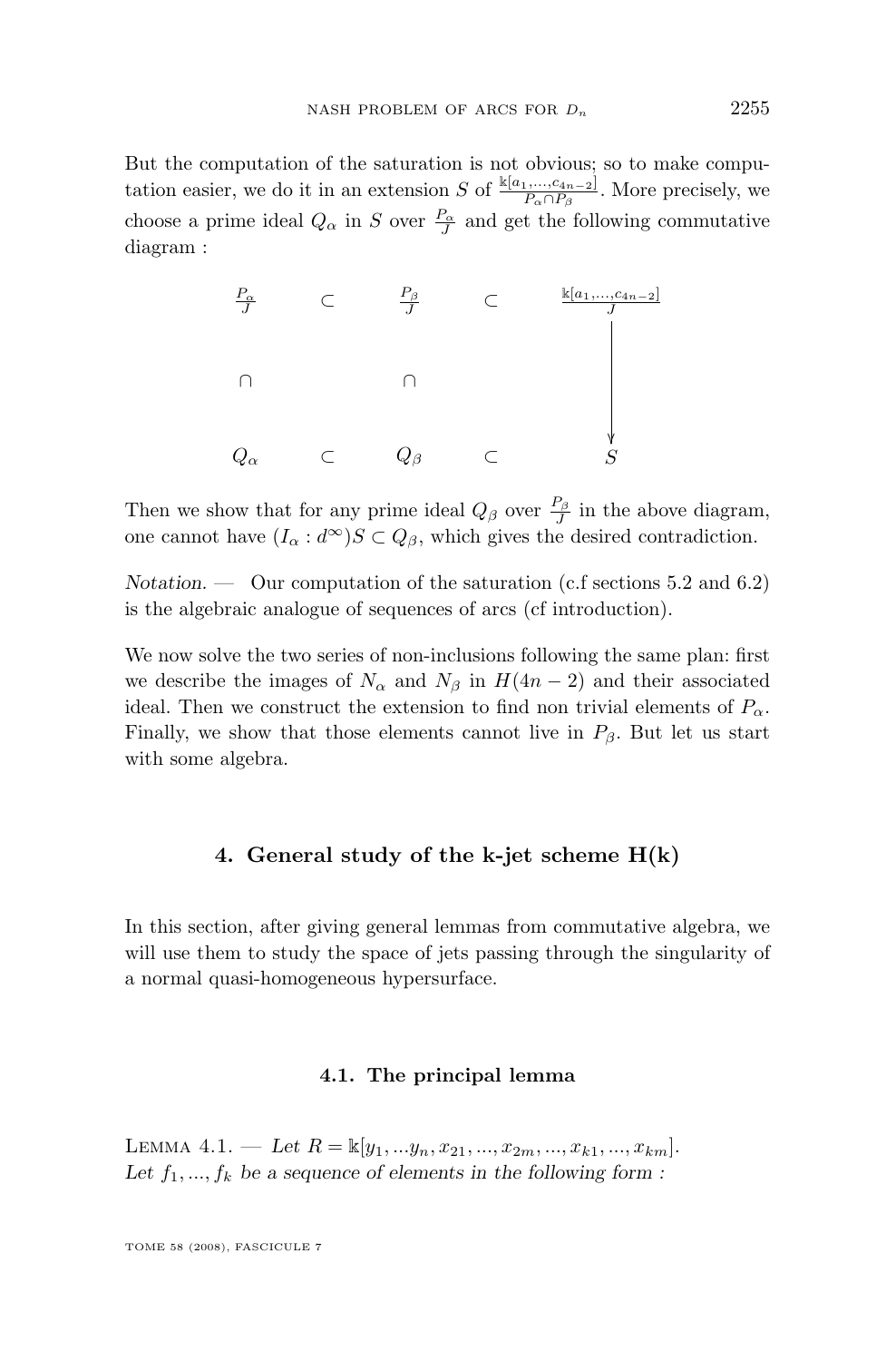But the computation of the saturation is not obvious; so to make computation easier, we do it in an extension $S$ of $\frac{\Bbbk[a_1,\ldots,c_{4n-2}]}{P_\alpha \cap P_\beta}$. More precisely, we choose a prime ideal $Q_\alpha$ in $S$ over $\frac{P_\alpha}{J}$ and get the following commutative diagram :

$$
\begin{array}{ccccc}
\frac{P_\alpha}{J} & \subset & \frac{P_\beta}{J} & \subset & \frac{\Bbbk[a_1,\ldots,c_{4n-2}]}{J} \\
\cap & & \cap & & \downarrow \\
Q_\alpha & \subset & Q_\beta & \subset & S
\end{array}
$$

Then we show that for any prime ideal $Q_\beta$ over $\frac{P_\beta}{J}$ in the above diagram, one cannot have $(I_\alpha : d^\infty)S \subset Q_\beta$, which gives the desired contradiction.

*Notation.* — Our computation of the saturation (c.f sections 5.2 and 6.2) is the algebraic analogue of sequences of arcs (cf introduction).

We now solve the two series of non-inclusions following the same plan: first we describe the images of $N_\alpha$ and $N_\beta$ in $H(4n-2)$ and their associated ideal. Then we construct the extension to find non trivial elements of $P_\alpha$. Finally, we show that those elements cannot live in $P_\beta$. But let us start with some algebra.

## 4. General study of the k-jet scheme H(k)

In this section, after giving general lemmas from commutative algebra, we will use them to study the space of jets passing through the singularity of a normal quasi-homogeneous hypersurface.

### 4.1. The principal lemma

Lemma 4.1. — *Let* $R = \Bbbk[y_1, \ldots y_n, x_{21}, \ldots, x_{2m}, \ldots, x_{k1}, \ldots, x_{km}]$. *Let* $f_1, \ldots, f_k$ *be a sequence of elements in the following form :*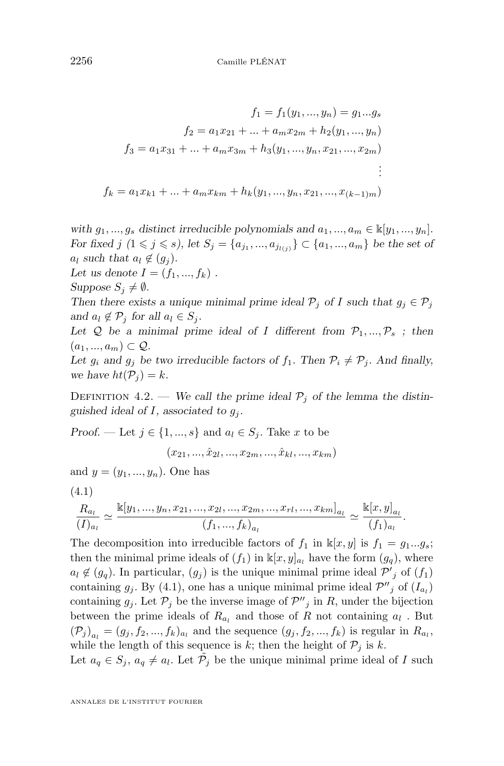$$
\begin{aligned}
f_1 = f_1(y_1, ..., y_n) &= g_1 ... g_s \\
f_2 &= a_1 x_{21} + ... + a_m x_{2m} + h_2(y_1, ..., y_n) \\
f_3 &= a_1 x_{31} + ... + a_m x_{3m} + h_3(y_1, ..., y_n, x_{21}, ..., x_{2m}) \\
&\vdots \\
f_k &= a_1 x_{k1} + ... + a_m x_{km} + h_k(y_1, ..., y_n, x_{21}, ..., x_{(k-1)m})
\end{aligned}
$$

*with $g_1, ..., g_s$ distinct irreducible polynomials and $a_1, ..., a_m \in \Bbbk[y_1, ..., y_n]$. For fixed $j$ ($1 \leqslant j \leqslant s$), let $S_j = \{a_{j_1}, ..., a_{j_{l(j)}}\} \subset \{a_1, ..., a_m\}$ be the set of $a_l$ such that $a_l \notin (g_j)$.*
*Let us denote $I = (f_1, ..., f_k)$ .*
*Suppose $S_j \neq \emptyset$.*
*Then there exists a unique minimal prime ideal $\mathcal{P}_j$ of $I$ such that $g_j \in \mathcal{P}_j$ and $a_l \notin \mathcal{P}_j$ for all $a_l \in S_j$.*
*Let $\mathcal{Q}$ be a minimal prime ideal of $I$ different from $\mathcal{P}_1, ..., \mathcal{P}_s$ ; then $(a_1, ..., a_m) \subset \mathcal{Q}$.*
*Let $g_i$ and $g_j$ be two irreducible factors of $f_1$. Then $\mathcal{P}_i \neq \mathcal{P}_j$. And finally, we have $ht(\mathcal{P}_j) = k$.*

Definition 4.2. — *We call the prime ideal $\mathcal{P}_j$ of the lemma the distinguished ideal of $I$, associated to $g_j$.*

*Proof.* — Let $j \in \{1, ..., s\}$ and $a_l \in S_j$. Take $x$ to be

$$(x_{21}, ..., \hat{x}_{2l}, ..., x_{2m}, ..., \hat{x}_{kl}, ..., x_{km})$$

and $y = (y_1, ..., y_n)$. One has

(4.1)
$$\frac{R_{a_l}}{(I)_{a_l}} \simeq \frac{\Bbbk[y_1, ..., y_n, x_{21}, ..., x_{2l}, ..., x_{2m}, ..., x_{rl}, ..., x_{km}]_{a_l}}{(f_1, ..., f_k)_{a_l}} \simeq \frac{\Bbbk[x, y]_{a_l}}{(f_1)_{a_l}}.$$

The decomposition into irreducible factors of $f_1$ in $\Bbbk[x, y]$ is $f_1 = g_1 ... g_s$; then the minimal prime ideals of $(f_1)$ in $\Bbbk[x, y]_{a_l}$ have the form $(g_q)$, where $a_l \notin (g_q)$. In particular, $(g_j)$ is the unique minimal prime ideal ${\mathcal{P}'}_j$ of $(f_1)$ containing $g_j$. By (4.1), one has a unique minimal prime ideal ${\mathcal{P}''}_j$ of $(I_{a_l})$ containing $g_j$. Let $\mathcal{P}_j$ be the inverse image of ${\mathcal{P}''}_j$ in $R$, under the bijection between the prime ideals of $R_{a_l}$ and those of $R$ not containing $a_l$ . But $(\mathcal{P}_j)_{a_l} = (g_j, f_2, ..., f_k)_{a_l}$ and the sequence $(g_j, f_2, ..., f_k)$ is regular in $R_{a_l}$, while the length of this sequence is $k$; then the height of $\mathcal{P}_j$ is $k$.
Let $a_q \in S_j$, $a_q \neq a_l$. Let $\tilde{\mathcal{P}_j}$ be the unique minimal prime ideal of $I$ such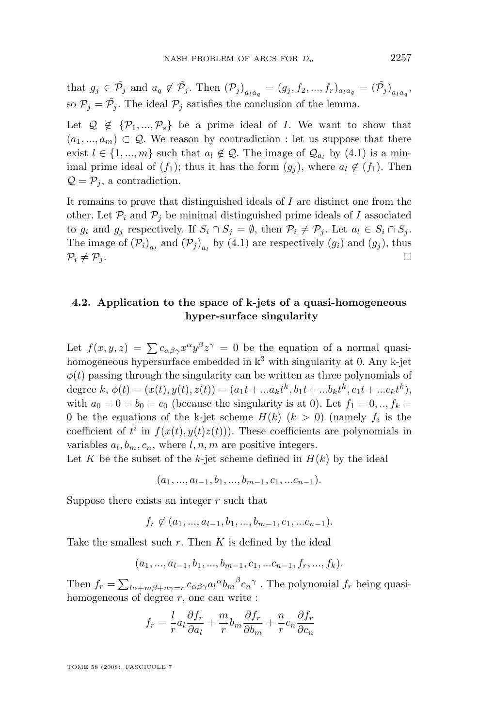that $g_j \in \tilde{\mathcal{P}}_j$ and $a_q \notin \tilde{\mathcal{P}}_j$. Then $(\mathcal{P}_j)_{a_l a_q} = (g_j, f_2, ..., f_r)_{a_l a_q} = (\tilde{\mathcal{P}}_j)_{a_l a_q}$, so $\mathcal{P}_j = \tilde{\mathcal{P}}_j$. The ideal $\mathcal{P}_j$ satisfies the conclusion of the lemma.

Let $\mathcal{Q} \notin \{\mathcal{P}_1, ..., \mathcal{P}_s\}$ be a prime ideal of $I$. We want to show that $(a_1, ..., a_m) \subset \mathcal{Q}$. We reason by contradiction : let us suppose that there exist $l \in \{1, ..., m\}$ such that $a_l \notin \mathcal{Q}$. The image of $\mathcal{Q}_{a_l}$ by (4.1) is a minimal prime ideal of $(f_1)$; thus it has the form $(g_j)$, where $a_l \notin (f_1)$. Then $\mathcal{Q} = \mathcal{P}_j$, a contradiction.

It remains to prove that distinguished ideals of $I$ are distinct one from the other. Let $\mathcal{P}_i$ and $\mathcal{P}_j$ be minimal distinguished prime ideals of $I$ associated to $g_i$ and $g_j$ respectively. If $S_i \cap S_j = \emptyset$, then $\mathcal{P}_i \neq \mathcal{P}_j$. Let $a_l \in S_i \cap S_j$. The image of $(\mathcal{P}_i)_{a_l}$ and $(\mathcal{P}_j)_{a_l}$ by (4.1) are respectively $(g_i)$ and $(g_j)$, thus $\mathcal{P}_i \neq \mathcal{P}_j$. □

### 4.2. Application to the space of k-jets of a quasi-homogeneous hyper-surface singularity

Let $f(x, y, z) = \sum c_{\alpha\beta\gamma} x^\alpha y^\beta z^\gamma = 0$ be the equation of a normal quasi-homogeneous hypersurface embedded in $\Bbbk^3$ with singularity at 0. Any k-jet $\phi(t)$ passing through the singularity can be written as three polynomials of degree $k$, $\phi(t) = (x(t), y(t), z(t)) = (a_1 t + ... a_k t^k, b_1 t + ... b_k t^k, c_1 t + ... c_k t^k)$, with $a_0 = 0 = b_0 = c_0$ (because the singularity is at 0). Let $f_1 = 0, .., f_k = 0$ be the equations of the k-jet scheme $H(k)$ $(k > 0)$ (namely $f_i$ is the coefficient of $t^i$ in $f(x(t), y(t)z(t))$). These coefficients are polynomials in variables $a_l, b_m, c_n$, where $l, n, m$ are positive integers.
Let $K$ be the subset of the $k$-jet scheme defined in $H(k)$ by the ideal

$$(a_1, ..., a_{l-1}, b_1, ..., b_{m-1}, c_1, ... c_{n-1}).$$

Suppose there exists an integer $r$ such that

$$f_r \notin (a_1, ..., a_{l-1}, b_1, ..., b_{m-1}, c_1, ... c_{n-1}).$$

Take the smallest such $r$. Then $K$ is defined by the ideal

$$(a_1, ..., a_{l-1}, b_1, ..., b_{m-1}, c_1, ... c_{n-1}, f_r, ..., f_k).$$

Then $f_r = \sum_{l\alpha + m\beta + n\gamma = r} c_{\alpha\beta\gamma} {a_l}^\alpha {b_m}^\beta {c_n}^\gamma$ . The polynomial $f_r$ being quasi-homogeneous of degree $r$, one can write :

$$f_r = \frac{l}{r} a_l \frac{\partial f_r}{\partial a_l} + \frac{m}{r} b_m \frac{\partial f_r}{\partial b_m} + \frac{n}{r} c_n \frac{\partial f_r}{\partial c_n}$$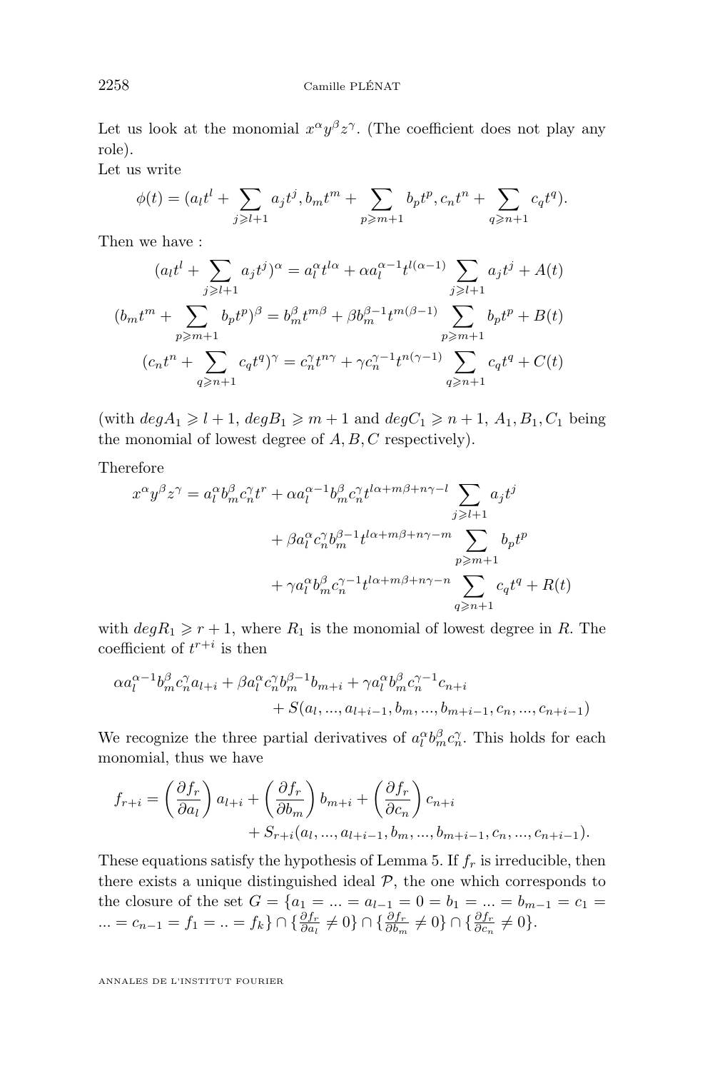Let us look at the monomial $x^\alpha y^\beta z^\gamma$. (The coefficient does not play any role).

Let us write

$$\phi(t) = (a_l t^l + \sum_{j \geqslant l+1} a_j t^j, b_m t^m + \sum_{p \geqslant m+1} b_p t^p, c_n t^n + \sum_{q \geqslant n+1} c_q t^q).$$

Then we have :

$$(a_l t^l + \sum_{j \geqslant l+1} a_j t^j)^\alpha = a_l^\alpha t^{l\alpha} + \alpha a_l^{\alpha-1} t^{l(\alpha-1)} \sum_{j \geqslant l+1} a_j t^j + A(t)$$

$$(b_m t^m + \sum_{p \geqslant m+1} b_p t^p)^\beta = b_m^\beta t^{m\beta} + \beta b_m^{\beta-1} t^{m(\beta-1)} \sum_{p \geqslant m+1} b_p t^p + B(t)$$

$$(c_n t^n + \sum_{q \geqslant n+1} c_q t^q)^\gamma = c_n^\gamma t^{n\gamma} + \gamma c_n^{\gamma-1} t^{n(\gamma-1)} \sum_{q \geqslant n+1} c_q t^q + C(t)$$

(with $degA_1 \geqslant l+1$, $degB_1 \geqslant m+1$ and $degC_1 \geqslant n+1$, $A_1, B_1, C_1$ being the monomial of lowest degree of $A, B, C$ respectively).

Therefore

$$\begin{aligned} x^\alpha y^\beta z^\gamma = a_l^\alpha b_m^\beta c_n^\gamma t^r &+ \alpha a_l^{\alpha-1} b_m^\beta c_n^\gamma t^{l\alpha+m\beta+n\gamma-l} \sum_{j \geqslant l+1} a_j t^j \\ &+ \beta a_l^\alpha c_n^\gamma b_m^{\beta-1} t^{l\alpha+m\beta+n\gamma-m} \sum_{p \geqslant m+1} b_p t^p \\ &+ \gamma a_l^\alpha b_m^\beta c_n^{\gamma-1} t^{l\alpha+m\beta+n\gamma-n} \sum_{q \geqslant n+1} c_q t^q + R(t) \end{aligned}$$

with $degR_1 \geqslant r+1$, where $R_1$ is the monomial of lowest degree in $R$. The coefficient of $t^{r+i}$ is then

$$\begin{aligned} \alpha a_l^{\alpha-1} b_m^\beta c_n^\gamma a_{l+i} + \beta a_l^\alpha c_n^\gamma b_m^{\beta-1} b_{m+i} + \gamma a_l^\alpha b_m^\beta c_n^{\gamma-1} c_{n+i} \\ + S(a_l, ..., a_{l+i-1}, b_m, ..., b_{m+i-1}, c_n, ..., c_{n+i-1}) \end{aligned}$$

We recognize the three partial derivatives of $a_l^\alpha b_m^\beta c_n^\gamma$. This holds for each monomial, thus we have

$$\begin{aligned} f_{r+i} = \left(\frac{\partial f_r}{\partial a_l}\right) a_{l+i} + \left(\frac{\partial f_r}{\partial b_m}\right) b_{m+i} + \left(\frac{\partial f_r}{\partial c_n}\right) c_{n+i} \\ + S_{r+i}(a_l, ..., a_{l+i-1}, b_m, ..., b_{m+i-1}, c_n, ..., c_{n+i-1}). \end{aligned}$$

These equations satisfy the hypothesis of Lemma 5. If $f_r$ is irreducible, then there exists a unique distinguished ideal $\mathcal{P}$, the one which corresponds to the closure of the set $G = \{a_1 = ... = a_{l-1} = 0 = b_1 = ... = b_{m-1} = c_1 = ... = c_{n-1} = f_1 = .. = f_k\} \cap \{\frac{\partial f_r}{\partial a_l} \neq 0\} \cap \{\frac{\partial f_r}{\partial b_m} \neq 0\} \cap \{\frac{\partial f_r}{\partial c_n} \neq 0\}$.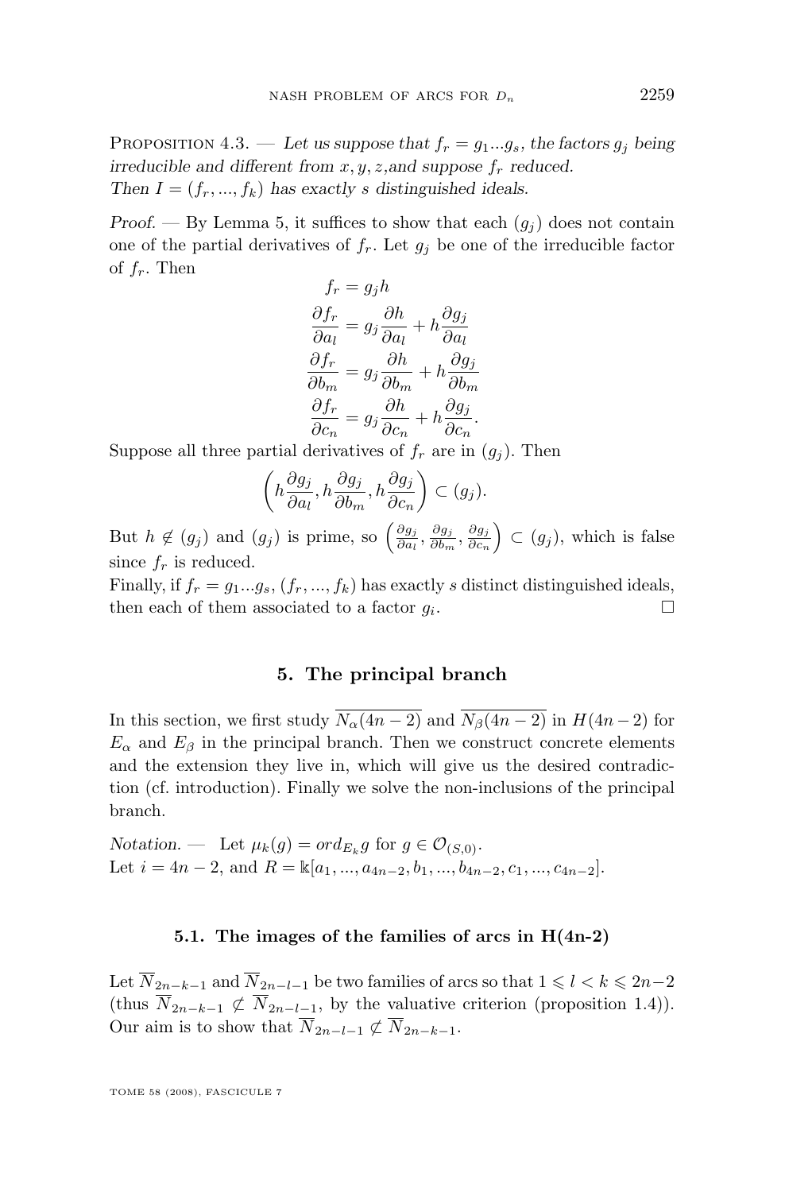Proposition 4.3. — *Let us suppose that $f_r = g_1 ... g_s$, the factors $g_j$ being irreducible and different from $x, y, z$,and suppose $f_r$ reduced.*
*Then $I = (f_r, ..., f_k)$ has exactly $s$ distinguished ideals.*

*Proof.* — By Lemma 5, it suffices to show that each $(g_j)$ does not contain one of the partial derivatives of $f_r$. Let $g_j$ be one of the irreducible factor of $f_r$. Then

$$f_r = g_j h$$
$$\frac{\partial f_r}{\partial a_l} = g_j \frac{\partial h}{\partial a_l} + h \frac{\partial g_j}{\partial a_l}$$
$$\frac{\partial f_r}{\partial b_m} = g_j \frac{\partial h}{\partial b_m} + h \frac{\partial g_j}{\partial b_m}$$
$$\frac{\partial f_r}{\partial c_n} = g_j \frac{\partial h}{\partial c_n} + h \frac{\partial g_j}{\partial c_n}.$$

Suppose all three partial derivatives of $f_r$ are in $(g_j)$. Then

$$\left( h\frac{\partial g_j}{\partial a_l}, h\frac{\partial g_j}{\partial b_m}, h\frac{\partial g_j}{\partial c_n} \right) \subset (g_j).$$

But $h \notin (g_j)$ and $(g_j)$ is prime, so $\left( \frac{\partial g_j}{\partial a_l}, \frac{\partial g_j}{\partial b_m}, \frac{\partial g_j}{\partial c_n} \right) \subset (g_j)$, which is false since $f_r$ is reduced.

Finally, if $f_r = g_1 ... g_s$, $(f_r, ..., f_k)$ has exactly $s$ distinct distinguished ideals, then each of them associated to a factor $g_i$. □

## 5. The principal branch

In this section, we first study $\overline{N_\alpha(4n-2)}$ and $\overline{N_\beta(4n-2)}$ in $H(4n-2)$ for $E_\alpha$ and $E_\beta$ in the principal branch. Then we construct concrete elements and the extension they live in, which will give us the desired contradiction (cf. introduction). Finally we solve the non-inclusions of the principal branch.

*Notation.* — Let $\mu_k(g) = ord_{E_k} g$ for $g \in \mathcal{O}_{(S,0)}$.
Let $i = 4n-2$, and $R = \Bbbk[a_1, ..., a_{4n-2}, b_1, ..., b_{4n-2}, c_1, ..., c_{4n-2}]$.

### 5.1. The images of the families of arcs in H(4n-2)

Let $\overline{N}_{2n-k-1}$ and $\overline{N}_{2n-l-1}$ be two families of arcs so that $1 \leqslant l < k \leqslant 2n-2$ (thus $\overline{N}_{2n-k-1} \not\subset \overline{N}_{2n-l-1}$, by the valuative criterion (proposition 1.4)). Our aim is to show that $\overline{N}_{2n-l-1} \not\subset \overline{N}_{2n-k-1}$.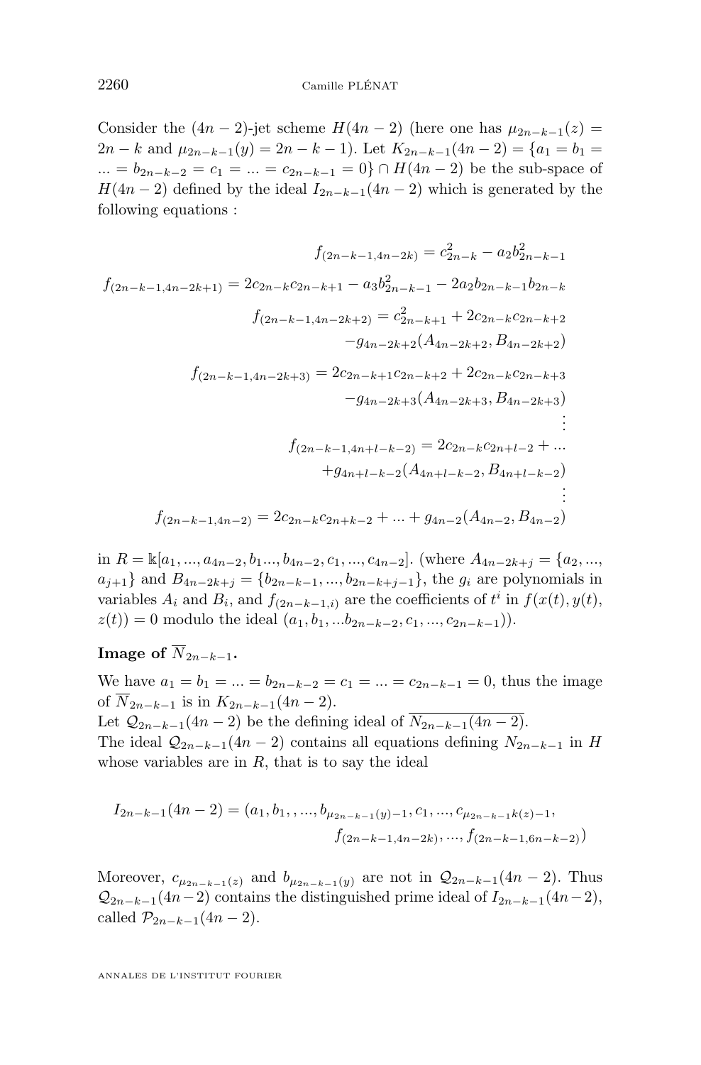Consider the $(4n-2)$-jet scheme $H(4n-2)$ (here one has $\mu_{2n-k-1}(z) = 2n-k$ and $\mu_{2n-k-1}(y) = 2n-k-1$). Let $K_{2n-k-1}(4n-2) = \{a_1 = b_1 = ... = b_{2n-k-2} = c_1 = ... = c_{2n-k-1} = 0\} \cap H(4n-2)$ be the sub-space of $H(4n-2)$ defined by the ideal $I_{2n-k-1}(4n-2)$ which is generated by the following equations :

$$
\begin{aligned}
f_{(2n-k-1,4n-2k)} &= c_{2n-k}^2 - a_2 b_{2n-k-1}^2 \\
f_{(2n-k-1,4n-2k+1)} &= 2c_{2n-k}c_{2n-k+1} - a_3 b_{2n-k-1}^2 - 2a_2 b_{2n-k-1} b_{2n-k} \\
f_{(2n-k-1,4n-2k+2)} &= c_{2n-k+1}^2 + 2c_{2n-k}c_{2n-k+2} \\
&\quad - g_{4n-2k+2}(A_{4n-2k+2}, B_{4n-2k+2}) \\
f_{(2n-k-1,4n-2k+3)} &= 2c_{2n-k+1}c_{2n-k+2} + 2c_{2n-k}c_{2n-k+3} \\
&\quad - g_{4n-2k+3}(A_{4n-2k+3}, B_{4n-2k+3}) \\
&\;\;\vdots \\
f_{(2n-k-1,4n+l-k-2)} &= 2c_{2n-k}c_{2n+l-2} + ... \\
&\quad + g_{4n+l-k-2}(A_{4n+l-k-2}, B_{4n+l-k-2}) \\
&\;\;\vdots \\
f_{(2n-k-1,4n-2)} &= 2c_{2n-k}c_{2n+k-2} + ... + g_{4n-2}(A_{4n-2}, B_{4n-2})
\end{aligned}
$$

in $R = \Bbbk[a_1, ..., a_{4n-2}, b_1 ..., b_{4n-2}, c_1, ..., c_{4n-2}]$. (where $A_{4n-2k+j} = \{a_2, ..., a_{j+1}\}$ and $B_{4n-2k+j} = \{b_{2n-k-1}, ..., b_{2n-k+j-1}\}$, the $g_i$ are polynomials in variables $A_i$ and $B_i$, and $f_{(2n-k-1,i)}$ are the coefficients of $t^i$ in $f(x(t), y(t), z(t)) = 0$ modulo the ideal $(a_1, b_1, ... b_{2n-k-2}, c_1, ..., c_{2n-k-1})$).

**Image of $\overline{N}_{2n-k-1}$.**

We have $a_1 = b_1 = ... = b_{2n-k-2} = c_1 = ... = c_{2n-k-1} = 0$, thus the image of $\overline{N}_{2n-k-1}$ is in $K_{2n-k-1}(4n-2)$.

Let $\mathcal{Q}_{2n-k-1}(4n-2)$ be the defining ideal of $\overline{N_{2n-k-1}(4n-2)}$.

The ideal $\mathcal{Q}_{2n-k-1}(4n-2)$ contains all equations defining $N_{2n-k-1}$ in $H$ whose variables are in $R$, that is to say the ideal

$$
\begin{aligned}
I_{2n-k-1}(4n-2) = (a_1, b_1, , ..., b_{\mu_{2n-k-1}(y)-1}, c_1, ..., c_{\mu_{2n-k-1}k(z)-1}, \\
f_{(2n-k-1,4n-2k)}, ..., f_{(2n-k-1,6n-k-2)})
\end{aligned}
$$

Moreover, $c_{\mu_{2n-k-1}(z)}$ and $b_{\mu_{2n-k-1}(y)}$ are not in $\mathcal{Q}_{2n-k-1}(4n-2)$. Thus $\mathcal{Q}_{2n-k-1}(4n-2)$ contains the distinguished prime ideal of $I_{2n-k-1}(4n-2)$, called $\mathcal{P}_{2n-k-1}(4n-2)$.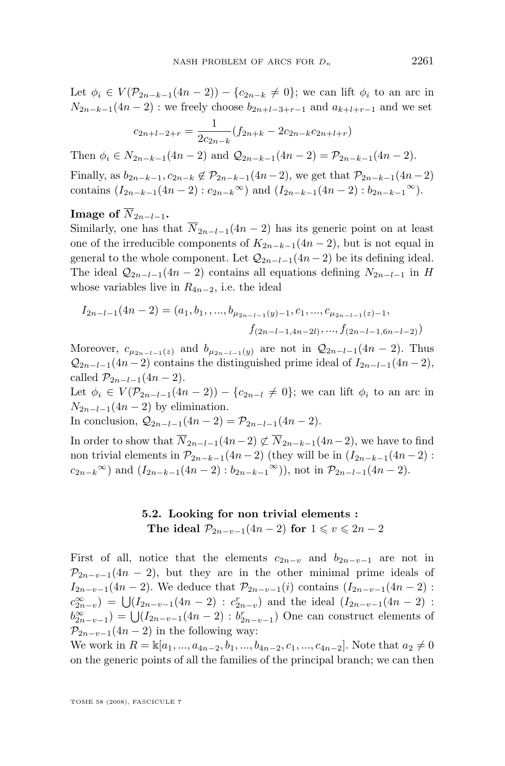Let $\phi_i \in V(\mathcal{P}_{2n-k-1}(4n-2)) - \{c_{2n-k} \neq 0\}$; we can lift $\phi_i$ to an arc in $N_{2n-k-1}(4n-2)$ : we freely choose $b_{2n+l-3+r-1}$ and $a_{k+l+r-1}$ and we set

$$c_{2n+l-2+r} = \frac{1}{2c_{2n-k}}(f_{2n+k} - 2c_{2n-k}c_{2n+l+r})$$

Then $\phi_i \in N_{2n-k-1}(4n-2)$ and $\mathcal{Q}_{2n-k-1}(4n-2) = \mathcal{P}_{2n-k-1}(4n-2)$.

Finally, as $b_{2n-k-1}, c_{2n-k} \notin \mathcal{P}_{2n-k-1}(4n-2)$, we get that $\mathcal{P}_{2n-k-1}(4n-2)$ contains $(I_{2n-k-1}(4n-2) : {c_{2n-k}}^{\infty})$ and $(I_{2n-k-1}(4n-2) : {b_{2n-k-1}}^{\infty})$.

**Image of $\overline{N}_{2n-l-1}$.**
Similarly, one has that $\overline{N}_{2n-l-1}(4n-2)$ has its generic point on at least one of the irreducible components of $K_{2n-k-1}(4n-2)$, but is not equal in general to the whole component. Let $\mathcal{Q}_{2n-l-1}(4n-2)$ be its defining ideal. The ideal $\mathcal{Q}_{2n-l-1}(4n-2)$ contains all equations defining $N_{2n-l-1}$ in $H$ whose variables live in $R_{4n-2}$, i.e. the ideal

$$I_{2n-l-1}(4n-2) = (a_1, b_1, , ..., b_{\mu_{2n-l-1}(y)-1}, c_1, ..., c_{\mu_{2n-l-1}(z)-1}, \\ f_{(2n-l-1,4n-2l)}, ..., f_{(2n-l-1,6n-l-2)})$$

Moreover, $c_{\mu_{2n-l-1}(z)}$ and $b_{\mu_{2n-l-1}(y)}$ are not in $\mathcal{Q}_{2n-l-1}(4n-2)$. Thus $\mathcal{Q}_{2n-l-1}(4n-2)$ contains the distinguished prime ideal of $I_{2n-l-1}(4n-2)$, called $\mathcal{P}_{2n-l-1}(4n-2)$.
Let $\phi_i \in V(\mathcal{P}_{2n-l-1}(4n-2)) - \{c_{2n-l} \neq 0\}$; we can lift $\phi_i$ to an arc in $N_{2n-l-1}(4n-2)$ by elimination.
In conclusion, $\mathcal{Q}_{2n-l-1}(4n-2) = \mathcal{P}_{2n-l-1}(4n-2)$.

In order to show that $\overline{N}_{2n-l-1}(4n-2) \not\subset \overline{N}_{2n-k-1}(4n-2)$, we have to find non trivial elements in $\mathcal{P}_{2n-k-1}(4n-2)$ (they will be in $(I_{2n-k-1}(4n-2) : {c_{2n-k}}^{\infty})$ and $(I_{2n-k-1}(4n-2) : {b_{2n-k-1}}^{\infty})$), not in $\mathcal{P}_{2n-l-1}(4n-2)$.

## 5.2. Looking for non trivial elements : The ideal $\mathcal{P}_{2n-v-1}(4n-2)$ for $1 \leqslant v \leqslant 2n-2$

First of all, notice that the elements $c_{2n-v}$ and $b_{2n-v-1}$ are not in $\mathcal{P}_{2n-v-1}(4n-2)$, but they are in the other minimal prime ideals of $I_{2n-v-1}(4n-2)$. We deduce that $\mathcal{P}_{2n-v-1}(i)$ contains $(I_{2n-v-1}(4n-2) : c_{2n-v}^{\infty}) = \bigcup (I_{2n-v-1}(4n-2) : c_{2n-v}^{r})$ and the ideal $(I_{2n-v-1}(4n-2) : b_{2n-v-1}^{\infty}) = \bigcup (I_{2n-v-1}(4n-2) : b_{2n-v-1}^{r})$ One can construct elements of $\mathcal{P}_{2n-v-1}(4n-2)$ in the following way:
We work in $R = \mathbb{k}[a_1, ..., a_{4n-2}, b_1, ..., b_{4n-2}, c_1, ..., c_{4n-2}]$. Note that $a_2 \neq 0$ on the generic points of all the families of the principal branch; we can then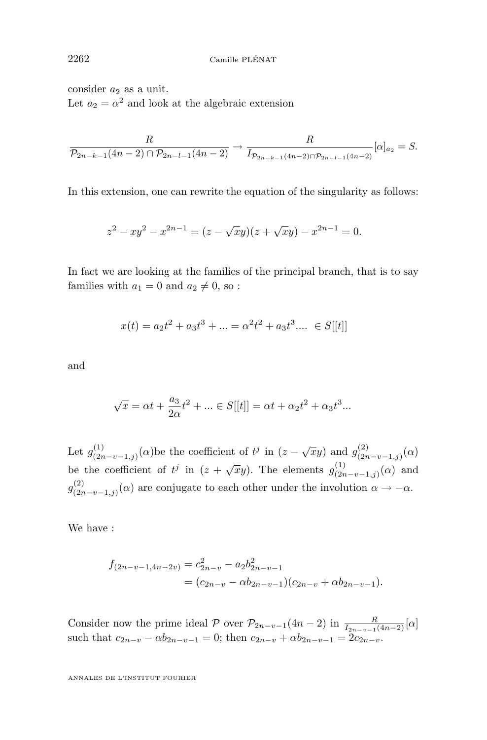consider $a_2$ as a unit.
Let $a_2 = \alpha^2$ and look at the algebraic extension

$$\frac{R}{\mathcal{P}_{2n-k-1}(4n-2) \cap \mathcal{P}_{2n-l-1}(4n-2)} \to \frac{R}{I_{\mathcal{P}_{2n-k-1}(4n-2) \cap \mathcal{P}_{2n-l-1}(4n-2)}}[\alpha]_{a_2} = S.$$

In this extension, one can rewrite the equation of the singularity as follows:

$$z^2 - xy^2 - x^{2n-1} = (z - \sqrt{x}y)(z + \sqrt{x}y) - x^{2n-1} = 0.$$

In fact we are looking at the families of the principal branch, that is to say families with $a_1 = 0$ and $a_2 \neq 0$, so :

$$x(t) = a_2 t^2 + a_3 t^3 + ... = \alpha^2 t^2 + a_3 t^3 .... \in S[[t]]$$

and

$$\sqrt{x} = \alpha t + \frac{a_3}{2\alpha} t^2 + ... \in S[[t]] = \alpha t + \alpha_2 t^2 + \alpha_3 t^3 ...$$

Let $g^{(1)}_{(2n-v-1,j)}(\alpha)$be the coefficient of $t^j$ in $(z - \sqrt{x}y)$ and $g^{(2)}_{(2n-v-1,j)}(\alpha)$ be the coefficient of $t^j$ in $(z + \sqrt{x}y)$. The elements $g^{(1)}_{(2n-v-1,j)}(\alpha)$ and $g^{(2)}_{(2n-v-1,j)}(\alpha)$ are conjugate to each other under the involution $\alpha \to -\alpha$.

We have :

$$\begin{aligned} f_{(2n-v-1,4n-2v)} &= c^2_{2n-v} - a_2 b^2_{2n-v-1} \\ &= (c_{2n-v} - \alpha b_{2n-v-1})(c_{2n-v} + \alpha b_{2n-v-1}). \end{aligned}$$

Consider now the prime ideal $\mathcal{P}$ over $\mathcal{P}_{2n-v-1}(4n-2)$ in $\frac{R}{I_{2n-v-1}(4n-2)}[\alpha]$ such that $c_{2n-v} - \alpha b_{2n-v-1} = 0$; then $c_{2n-v} + \alpha b_{2n-v-1} = 2c_{2n-v}$.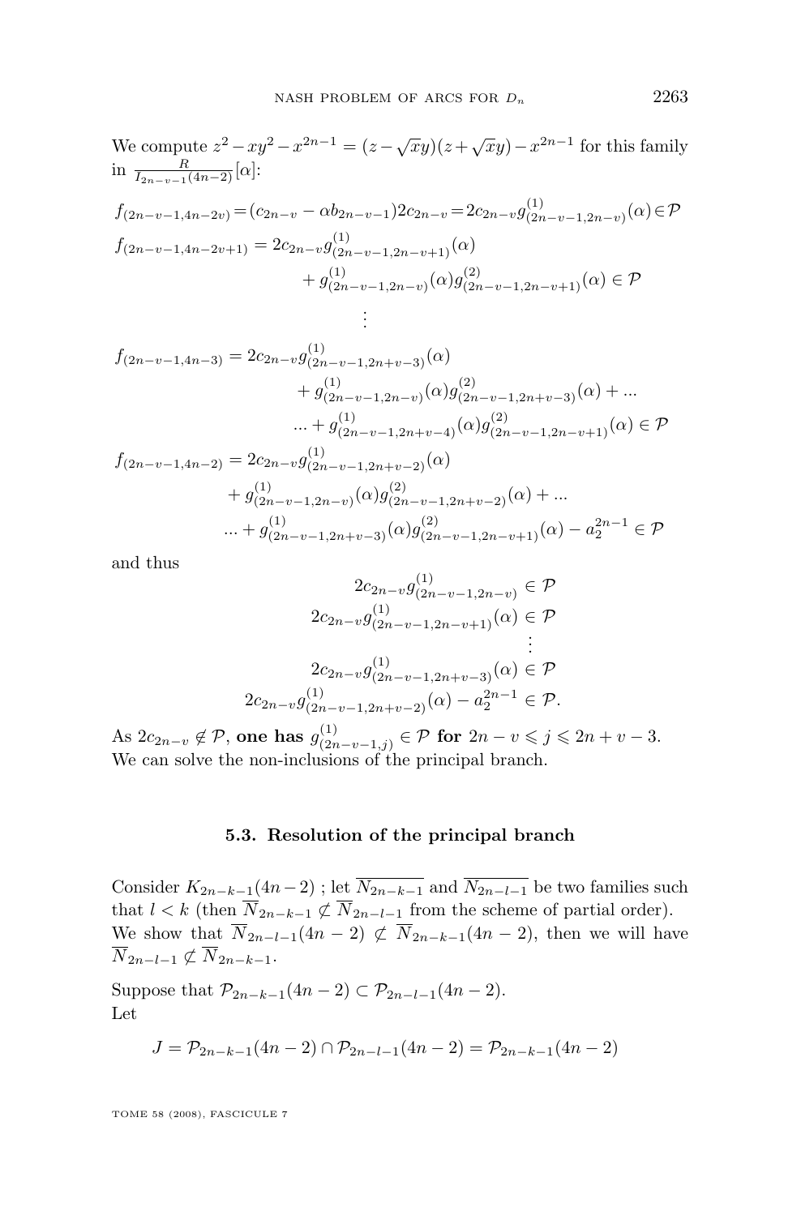We compute $z^2 - xy^2 - x^{2n-1} = (z - \sqrt{x}y)(z + \sqrt{x}y) - x^{2n-1}$ for this family in $\frac{R}{I_{2n-v-1}(4n-2)}[\alpha]$:

$$
\begin{aligned}
f_{(2n-v-1,4n-2v)} &= (c_{2n-v} - \alpha b_{2n-v-1})2c_{2n-v} = 2c_{2n-v} g^{(1)}_{(2n-v-1,2n-v)}(\alpha) \in \mathcal{P} \\
f_{(2n-v-1,4n-2v+1)} &= 2c_{2n-v} g^{(1)}_{(2n-v-1,2n-v+1)}(\alpha) \\
&\qquad + g^{(1)}_{(2n-v-1,2n-v)}(\alpha) g^{(2)}_{(2n-v-1,2n-v+1)}(\alpha) \in \mathcal{P} \\
&\vdots \\
f_{(2n-v-1,4n-3)} &= 2c_{2n-v} g^{(1)}_{(2n-v-1,2n+v-3)}(\alpha) \\
&\qquad + g^{(1)}_{(2n-v-1,2n-v)}(\alpha) g^{(2)}_{(2n-v-1,2n+v-3)}(\alpha) + \ldots \\
&\qquad \ldots + g^{(1)}_{(2n-v-1,2n+v-4)}(\alpha) g^{(2)}_{(2n-v-1,2n-v+1)}(\alpha) \in \mathcal{P} \\
f_{(2n-v-1,4n-2)} &= 2c_{2n-v} g^{(1)}_{(2n-v-1,2n+v-2)}(\alpha) \\
&\qquad + g^{(1)}_{(2n-v-1,2n-v)}(\alpha) g^{(2)}_{(2n-v-1,2n+v-2)}(\alpha) + \ldots \\
&\qquad \ldots + g^{(1)}_{(2n-v-1,2n+v-3)}(\alpha) g^{(2)}_{(2n-v-1,2n-v+1)}(\alpha) - a_2^{2n-1} \in \mathcal{P}
\end{aligned}
$$

and thus

$$
\begin{aligned}
2c_{2n-v} g^{(1)}_{(2n-v-1,2n-v)} &\in \mathcal{P} \\
2c_{2n-v} g^{(1)}_{(2n-v-1,2n-v+1)}(\alpha) &\in \mathcal{P} \\
&\vdots \\
2c_{2n-v} g^{(1)}_{(2n-v-1,2n+v-3)}(\alpha) &\in \mathcal{P} \\
2c_{2n-v} g^{(1)}_{(2n-v-1,2n+v-2)}(\alpha) - a_2^{2n-1} &\in \mathcal{P}.
\end{aligned}
$$

As $2c_{2n-v} \notin \mathcal{P}$, **one has** $g^{(1)}_{(2n-v-1,j)} \in \mathcal{P}$ **for** $2n - v \leqslant j \leqslant 2n + v - 3$. We can solve the non-inclusions of the principal branch.

### 5.3. Resolution of the principal branch

Consider $K_{2n-k-1}(4n-2)$ ; let $\overline{N_{2n-k-1}}$ and $\overline{N_{2n-l-1}}$ be two families such that $l < k$ (then $\overline{N}_{2n-k-1} \not\subset \overline{N}_{2n-l-1}$ from the scheme of partial order). We show that $\overline{N}_{2n-l-1}(4n-2) \not\subset \overline{N}_{2n-k-1}(4n-2)$, then we will have $\overline{N}_{2n-l-1} \not\subset \overline{N}_{2n-k-1}$.

Suppose that $\mathcal{P}_{2n-k-1}(4n-2) \subset \mathcal{P}_{2n-l-1}(4n-2)$.
Let

$$
J = \mathcal{P}_{2n-k-1}(4n-2) \cap \mathcal{P}_{2n-l-1}(4n-2) = \mathcal{P}_{2n-k-1}(4n-2)
$$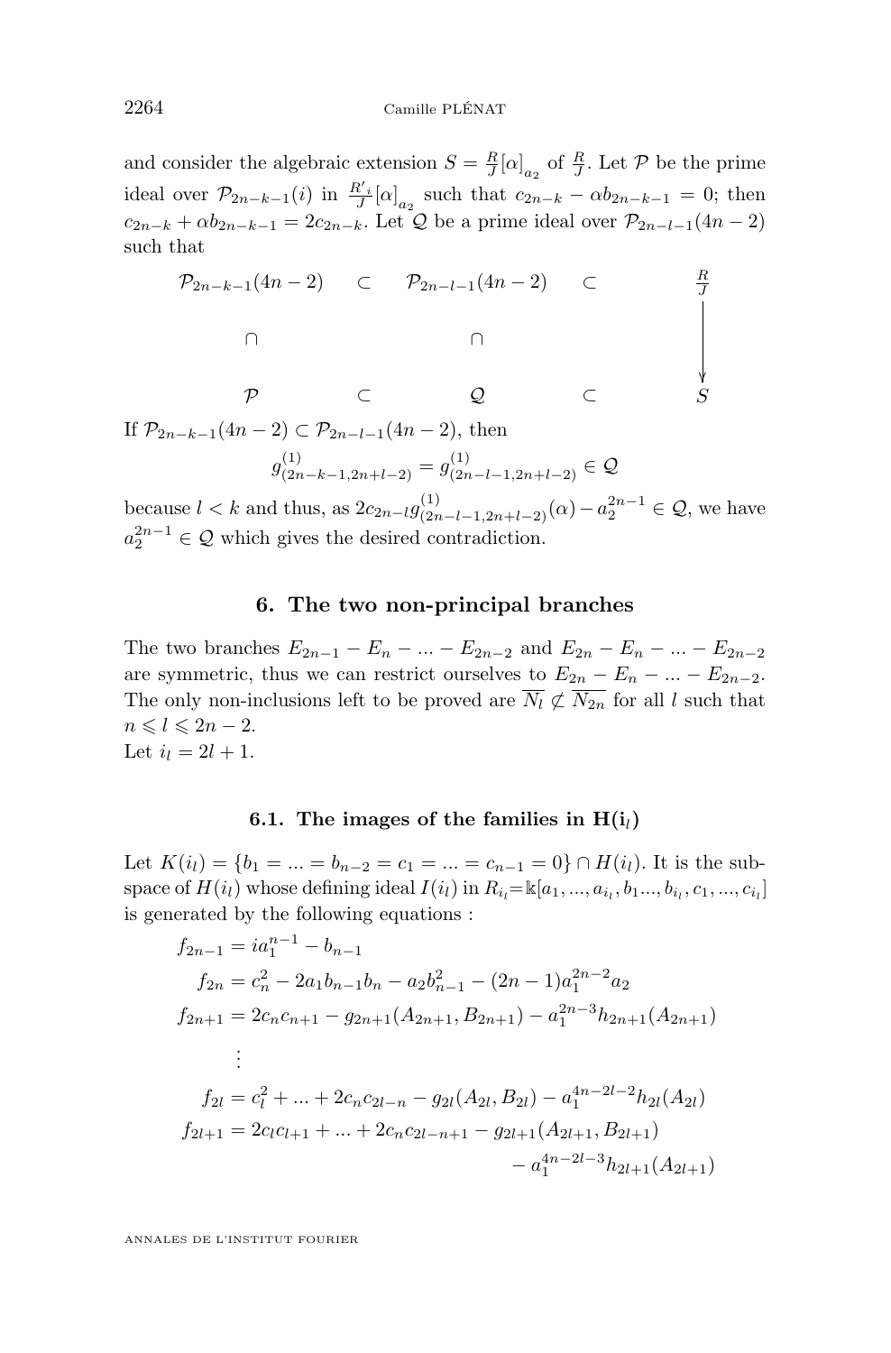and consider the algebraic extension $S = \frac{R}{J}[\alpha]_{a_2}$ of $\frac{R}{J}$. Let $\mathcal{P}$ be the prime ideal over $\mathcal{P}_{2n-k-1}(i)$ in $\frac{R'_i}{J}[\alpha]_{a_2}$ such that $c_{2n-k} - \alpha b_{2n-k-1} = 0$; then $c_{2n-k} + \alpha b_{2n-k-1} = 2c_{2n-k}$. Let $\mathcal{Q}$ be a prime ideal over $\mathcal{P}_{2n-l-1}(4n-2)$ such that

$$\begin{array}{ccccc}
\mathcal{P}_{2n-k-1}(4n-2) & \subset & \mathcal{P}_{2n-l-1}(4n-2) & \subset & \frac{R}{J} \\
\cap & & \cap & & \downarrow \\
\mathcal{P} & \subset & \mathcal{Q} & \subset & S
\end{array}$$

If $\mathcal{P}_{2n-k-1}(4n-2) \subset \mathcal{P}_{2n-l-1}(4n-2)$, then

$$g^{(1)}_{(2n-k-1,2n+l-2)} = g^{(1)}_{(2n-l-1,2n+l-2)} \in \mathcal{Q}$$

because $l < k$ and thus, as $2c_{2n-l}g^{(1)}_{(2n-l-1,2n+l-2)}(\alpha) - a_2^{2n-1} \in \mathcal{Q}$, we have $a_2^{2n-1} \in \mathcal{Q}$ which gives the desired contradiction.

## 6. The two non-principal branches

The two branches $E_{2n-1} - E_n - ... - E_{2n-2}$ and $E_{2n} - E_n - ... - E_{2n-2}$ are symmetric, thus we can restrict ourselves to $E_{2n} - E_n - ... - E_{2n-2}$. The only non-inclusions left to be proved are $\overline{N_l} \not\subset \overline{N_{2n}}$ for all $l$ such that $n \leqslant l \leqslant 2n-2$.
Let $i_l = 2l+1$.

### 6.1. The images of the families in $\mathbf{H(i}_l\mathbf{)}$

Let $K(i_l) = \{b_1 = ... = b_{n-2} = c_1 = ... = c_{n-1} = 0\} \cap H(i_l)$. It is the subspace of $H(i_l)$ whose defining ideal $I(i_l)$ in $R_{i_l} = \mathbb{k}[a_1, ..., a_{i_l}, b_1 ..., b_{i_l}, c_1, ..., c_{i_l}]$ is generated by the following equations :

$$\begin{aligned}
f_{2n-1} &= ia_1^{n-1} - b_{n-1} \\
f_{2n} &= c_n^2 - 2a_1 b_{n-1} b_n - a_2 b_{n-1}^2 - (2n-1)a_1^{2n-2}a_2 \\
f_{2n+1} &= 2c_n c_{n+1} - g_{2n+1}(A_{2n+1}, B_{2n+1}) - a_1^{2n-3}h_{2n+1}(A_{2n+1}) \\
&\vdots \\
f_{2l} &= c_l^2 + ... + 2c_n c_{2l-n} - g_{2l}(A_{2l}, B_{2l}) - a_1^{4n-2l-2}h_{2l}(A_{2l}) \\
f_{2l+1} &= 2c_l c_{l+1} + ... + 2c_n c_{2l-n+1} - g_{2l+1}(A_{2l+1}, B_{2l+1}) \\
&\qquad - a_1^{4n-2l-3}h_{2l+1}(A_{2l+1})
\end{aligned}$$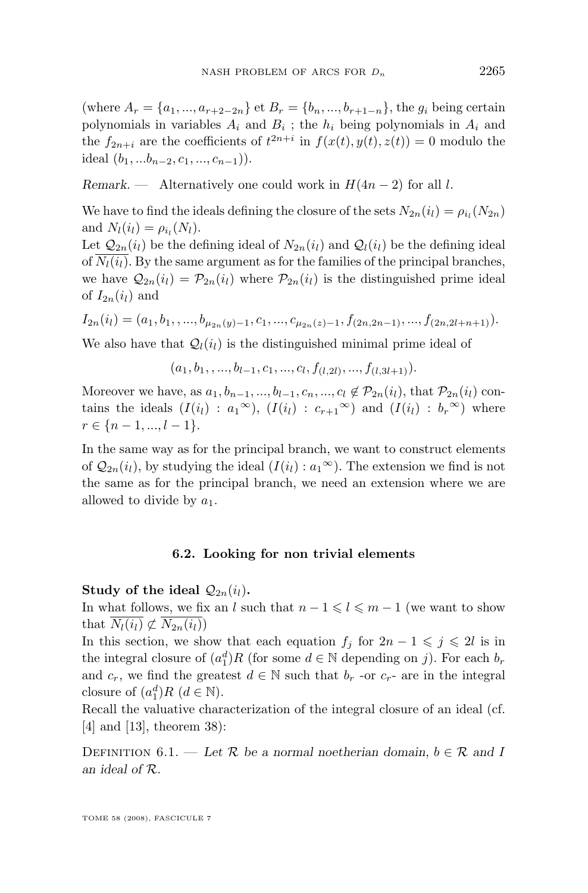(where $A_r = \{a_1, ..., a_{r+2-2n}\}$ et $B_r = \{b_n, ..., b_{r+1-n}\}$, the $g_i$ being certain polynomials in variables $A_i$ and $B_i$ ; the $h_i$ being polynomials in $A_i$ and the $f_{2n+i}$ are the coefficients of $t^{2n+i}$ in $f(x(t), y(t), z(t)) = 0$ modulo the ideal $(b_1, ...b_{n-2}, c_1, ..., c_{n-1})$).

*Remark.* — Alternatively one could work in $H(4n-2)$ for all $l$.

We have to find the ideals defining the closure of the sets $N_{2n}(i_l) = \rho_{i_l}(N_{2n})$ and $N_l(i_l) = \rho_{i_l}(N_l)$.

Let $\mathcal{Q}_{2n}(i_l)$ be the defining ideal of $N_{2n}(i_l)$ and $\mathcal{Q}_l(i_l)$ be the defining ideal of $\overline{N_l(i_l)}$. By the same argument as for the families of the principal branches, we have $\mathcal{Q}_{2n}(i_l) = \mathcal{P}_{2n}(i_l)$ where $\mathcal{P}_{2n}(i_l)$ is the distinguished prime ideal of $I_{2n}(i_l)$ and

$I_{2n}(i_l) = (a_1, b_1, , ..., b_{\mu_{2n}(y)-1}, c_1, ..., c_{\mu_{2n}(z)-1}, f_{(2n,2n-1)}, ..., f_{(2n,2l+n+1)})$.

We also have that $\mathcal{Q}_l(i_l)$ is the distinguished minimal prime ideal of

$$(a_1, b_1, , ..., b_{l-1}, c_1, ..., c_l, f_{(l,2l)}, ..., f_{(l,3l+1)}).$$

Moreover we have, as $a_1, b_{n-1}, ..., b_{l-1}, c_n, ..., c_l \notin \mathcal{P}_{2n}(i_l)$, that $\mathcal{P}_{2n}(i_l)$ contains the ideals $(I(i_l) : {a_1}^{\infty})$, $(I(i_l) : {c_{r+1}}^{\infty})$ and $(I(i_l) : {b_r}^{\infty})$ where $r \in \{n-1, ..., l-1\}$.

In the same way as for the principal branch, we want to construct elements of $\mathcal{Q}_{2n}(i_l)$, by studying the ideal $(I(i_l) : {a_1}^{\infty})$. The extension we find is not the same as for the principal branch, we need an extension where we are allowed to divide by $a_1$.

### 6.2. Looking for non trivial elements

**Study of the ideal $\mathcal{Q}_{2n}(i_l)$.**

In what follows, we fix an $l$ such that $n-1 \leqslant l \leqslant m-1$ (we want to show that $\overline{N_l(i_l)} \not\subset \overline{N_{2n}(i_l)}$)

In this section, we show that each equation $f_j$ for $2n-1 \leqslant j \leqslant 2l$ is in the integral closure of $(a_1^d)R$ (for some $d \in \mathbb{N}$ depending on $j$). For each $b_r$ and $c_r$, we find the greatest $d \in \mathbb{N}$ such that $b_r$ -or $c_r$- are in the integral closure of $(a_1^d)R$ ($d \in \mathbb{N}$).

Recall the valuative characterization of the integral closure of an ideal (cf. [4] and [13], theorem 38):

Definition 6.1. — *Let $\mathcal{R}$ be a normal noetherian domain, $b \in \mathcal{R}$ and $I$ an ideal of $\mathcal{R}$.*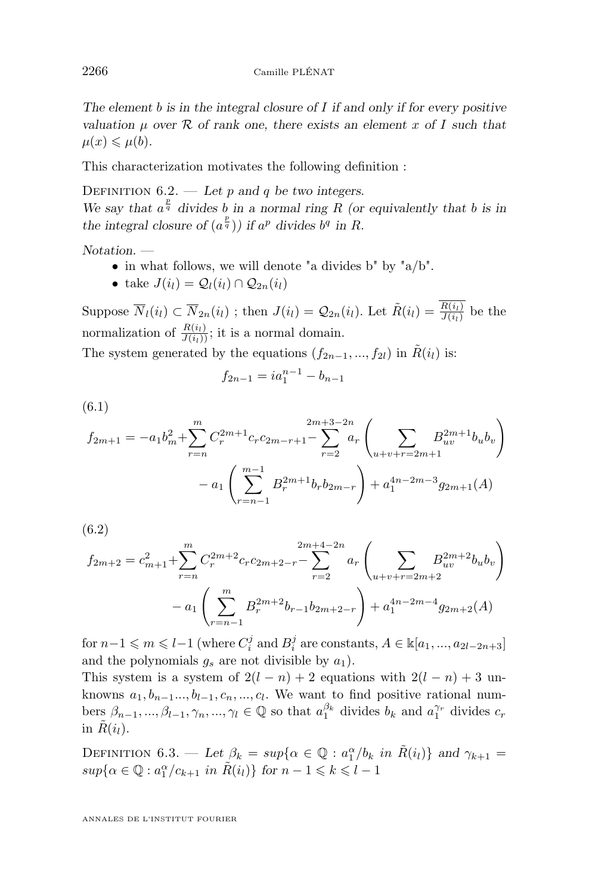*The element $b$ is in the integral closure of $I$ if and only if for every positive valuation $\mu$ over $\mathcal{R}$ of rank one, there exists an element $x$ of $I$ such that $\mu(x) \leqslant \mu(b)$.*

This characterization motivates the following definition :

Definition 6.2. — *Let $p$ and $q$ be two integers.*
*We say that $a^{\frac{p}{q}}$ divides $b$ in a normal ring $R$ (or equivalently that $b$ is in the integral closure of $(a^{\frac{p}{q}})$) if $a^p$ divides $b^q$ in $R$.*

*Notation. —*

- in what follows, we will denote "a divides b" by "a/b".
- take $J(i_l) = \mathcal{Q}_l(i_l) \cap \mathcal{Q}_{2n}(i_l)$

Suppose $\overline{N}_l(i_l) \subset \overline{N}_{2n}(i_l)$ ; then $J(i_l) = \mathcal{Q}_{2n}(i_l)$. Let $\tilde{R}(i_l) = \overline{\frac{R(i_l)}{J(i_l)}}$ be the normalization of $\frac{R(i_l)}{J(i_l))}$; it is a normal domain.

The system generated by the equations $(f_{2n-1}, ..., f_{2l})$ in $\tilde{R}(i_l)$ is:

$$f_{2n-1} = ia_1^{n-1} - b_{n-1}$$

(6.1)

$$f_{2m+1} = -a_1 b_m^2 + \sum_{r=n}^{m} C_r^{2m+1} c_r c_{2m-r+1} - \sum_{r=2}^{2m+3-2n} a_r \left( \sum_{u+v+r=2m+1} B_{uv}^{2m+1} b_u b_v \right) - a_1 \left( \sum_{r=n-1}^{m-1} B_r^{2m+1} b_r b_{2m-r} \right) + a_1^{4n-2m-3} g_{2m+1}(A)$$

(6.2)

$$f_{2m+2} = c_{m+1}^2 + \sum_{r=n}^{m} C_r^{2m+2} c_r c_{2m+2-r} - \sum_{r=2}^{2m+4-2n} a_r \left( \sum_{u+v+r=2m+2} B_{uv}^{2m+2} b_u b_v \right) - a_1 \left( \sum_{r=n-1}^{m} B_r^{2m+2} b_{r-1} b_{2m+2-r} \right) + a_1^{4n-2m-4} g_{2m+2}(A)$$

for $n-1 \leqslant m \leqslant l-1$ (where $C_i^j$ and $B_i^j$ are constants, $A \in \Bbbk[a_1, ..., a_{2l-2n+3}]$ and the polynomials $g_s$ are not divisible by $a_1$).

This system is a system of $2(l-n)+2$ equations with $2(l-n)+3$ unknowns $a_1, b_{n-1} ..., b_{l-1}, c_n, ..., c_l$. We want to find positive rational numbers $\beta_{n-1}, ..., \beta_{l-1}, \gamma_n, ..., \gamma_l \in \mathbb{Q}$ so that $a_1^{\beta_k}$ divides $b_k$ and $a_1^{\gamma_r}$ divides $c_r$ in $\tilde{R}(i_l)$.

Definition 6.3. — *Let $\beta_k = sup\{\alpha \in \mathbb{Q} : a_1^{\alpha}/b_k$ in $\tilde{R}(i_l)\}$ and $\gamma_{k+1} = sup\{\alpha \in \mathbb{Q} : a_1^{\alpha}/c_{k+1}$ in $\tilde{R}(i_l)\}$ for $n-1 \leqslant k \leqslant l-1$*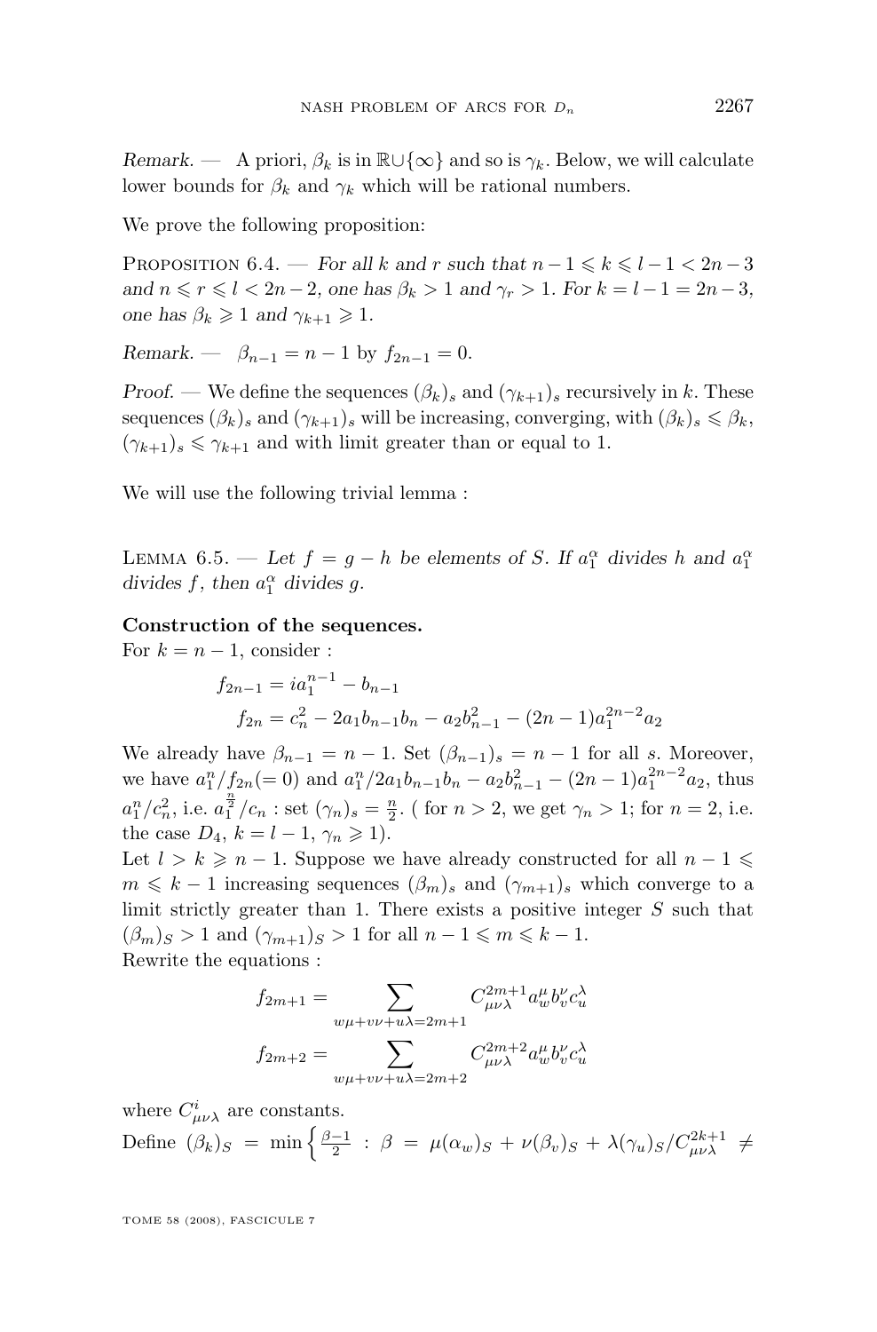*Remark.* — A priori, $\beta_k$ is in $\mathbb{R}\cup\{\infty\}$ and so is $\gamma_k$. Below, we will calculate lower bounds for $\beta_k$ and $\gamma_k$ which will be rational numbers.

We prove the following proposition:

Proposition 6.4. — *For all $k$ and $r$ such that $n-1 \leqslant k \leqslant l-1 < 2n-3$ and $n \leqslant r \leqslant l < 2n-2$, one has $\beta_k > 1$ and $\gamma_r > 1$. For $k = l-1 = 2n-3$, one has $\beta_k \geqslant 1$ and $\gamma_{k+1} \geqslant 1$.*

*Remark.* — $\beta_{n-1} = n-1$ by $f_{2n-1} = 0$.

*Proof.* — We define the sequences $(\beta_k)_s$ and $(\gamma_{k+1})_s$ recursively in $k$. These sequences $(\beta_k)_s$ and $(\gamma_{k+1})_s$ will be increasing, converging, with $(\beta_k)_s \leqslant \beta_k$, $(\gamma_{k+1})_s \leqslant \gamma_{k+1}$ and with limit greater than or equal to 1.

We will use the following trivial lemma :

Lemma 6.5. — *Let $f = g - h$ be elements of $S$. If $a_1^\alpha$ divides $h$ and $a_1^\alpha$ divides $f$, then $a_1^\alpha$ divides $g$.*

**Construction of the sequences.**
For $k = n-1$, consider :

$$f_{2n-1} = ia_1^{n-1} - b_{n-1}$$
$$f_{2n} = c_n^2 - 2a_1 b_{n-1} b_n - a_2 b_{n-1}^2 - (2n-1)a_1^{2n-2}a_2$$

We already have $\beta_{n-1} = n-1$. Set $(\beta_{n-1})_s = n-1$ for all $s$. Moreover, we have $a_1^n/f_{2n}(=0)$ and $a_1^n/2a_1 b_{n-1} b_n - a_2 b_{n-1}^2 - (2n-1)a_1^{2n-2}a_2$, thus $a_1^n/c_n^2$, i.e. $a_1^{\frac{n}{2}}/c_n$ : set $(\gamma_n)_s = \frac{n}{2}$. ( for $n > 2$, we get $\gamma_n > 1$; for $n = 2$, i.e. the case $D_4$, $k = l-1$, $\gamma_n \geqslant 1$).

Let $l > k \geqslant n-1$. Suppose we have already constructed for all $n-1 \leqslant m \leqslant k-1$ increasing sequences $(\beta_m)_s$ and $(\gamma_{m+1})_s$ which converge to a limit strictly greater than 1. There exists a positive integer $S$ such that $(\beta_m)_S > 1$ and $(\gamma_{m+1})_S > 1$ for all $n-1 \leqslant m \leqslant k-1$.

Rewrite the equations :

$$f_{2m+1} = \sum_{w\mu+v\nu+u\lambda=2m+1} C^{2m+1}_{\mu\nu\lambda} a_w^\mu b_v^\nu c_u^\lambda$$
$$f_{2m+2} = \sum_{w\mu+v\nu+u\lambda=2m+2} C^{2m+2}_{\mu\nu\lambda} a_w^\mu b_v^\nu c_u^\lambda$$

where $C^i_{\mu\nu\lambda}$ are constants.

Define $(\beta_k)_S = \min\Big\{\frac{\beta-1}{2} \;:\; \beta = \mu(\alpha_w)_S + \nu(\beta_v)_S + \lambda(\gamma_u)_S / C^{2k+1}_{\mu\nu\lambda} \neq$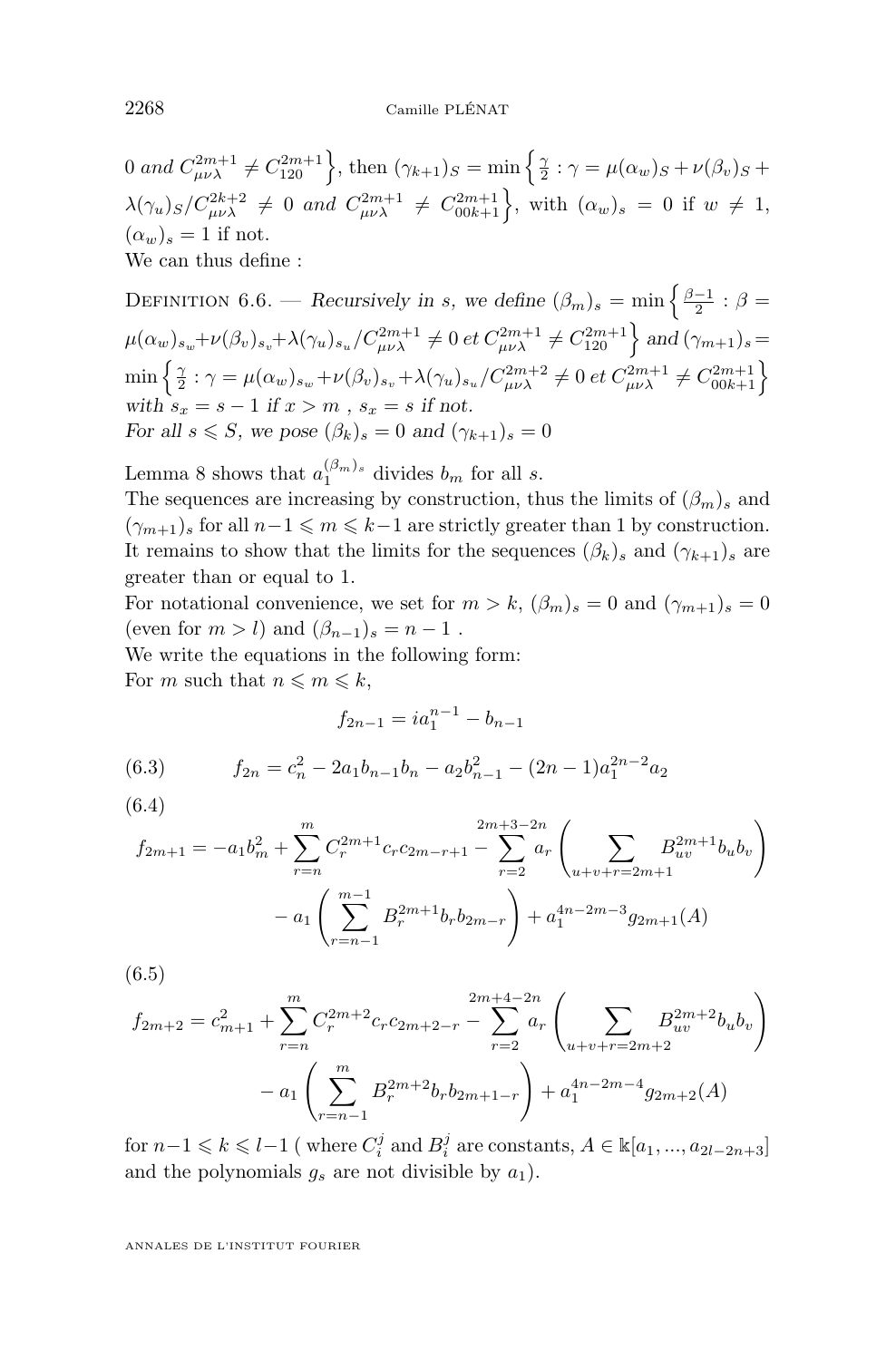$0$ *and* $C^{2m+1}_{\mu\nu\lambda} \neq C^{2m+1}_{120}\Big\}$, then $(\gamma_{k+1})_S = \min\Big\{\frac{\gamma}{2} : \gamma = \mu(\alpha_w)_S + \nu(\beta_v)_S + \lambda(\gamma_u)_S / C^{2k+2}_{\mu\nu\lambda} \neq 0$ *and* $C^{2m+1}_{\mu\nu\lambda} \neq C^{2m+1}_{00k+1}\Big\}$, with $(\alpha_w)_s = 0$ if $w \neq 1$, $(\alpha_w)_s = 1$ if not.

We can thus define :

Definition 6.6. — *Recursively in* $s$*, we define* $(\beta_m)_s = \min\Big\{\frac{\beta-1}{2} : \beta = \mu(\alpha_w)_{s_w} + \nu(\beta_v)_{s_v} + \lambda(\gamma_u)_{s_u} / C^{2m+1}_{\mu\nu\lambda} \neq 0 \; et \; C^{2m+1}_{\mu\nu\lambda} \neq C^{2m+1}_{120}\Big\}$ *and* $(\gamma_{m+1})_s = \min\Big\{\frac{\gamma}{2} : \gamma = \mu(\alpha_w)_{s_w} + \nu(\beta_v)_{s_v} + \lambda(\gamma_u)_{s_u} / C^{2m+2}_{\mu\nu\lambda} \neq 0 \; et \; C^{2m+1}_{\mu\nu\lambda} \neq C^{2m+1}_{00k+1}\Big\}$ *with* $s_x = s-1$ *if* $x > m$ *,* $s_x = s$ *if not.*
*For all* $s \leqslant S$*, we pose* $(\beta_k)_s = 0$ *and* $(\gamma_{k+1})_s = 0$

Lemma 8 shows that $a_1^{(\beta_m)_s}$ divides $b_m$ for all $s$.
The sequences are increasing by construction, thus the limits of $(\beta_m)_s$ and $(\gamma_{m+1})_s$ for all $n-1 \leqslant m \leqslant k-1$ are strictly greater than 1 by construction. It remains to show that the limits for the sequences $(\beta_k)_s$ and $(\gamma_{k+1})_s$ are greater than or equal to 1.
For notational convenience, we set for $m > k$, $(\beta_m)_s = 0$ and $(\gamma_{m+1})_s = 0$ (even for $m > l$) and $(\beta_{n-1})_s = n-1$ .
We write the equations in the following form:
For $m$ such that $n \leqslant m \leqslant k$,

$$f_{2n-1} = ia_1^{n-1} - b_{n-1}$$

$$f_{2n} = c_n^2 - 2a_1 b_{n-1} b_n - a_2 b_{n-1}^2 - (2n-1) a_1^{2n-2} a_2 \tag{6.3}$$

$$\begin{aligned} f_{2m+1} = -a_1 b_m^2 + \sum_{r=n}^{m} C_r^{2m+1} c_r c_{2m-r+1} - \sum_{r=2}^{2m+3-2n} a_r \left( \sum_{u+v+r=2m+1} B_{uv}^{2m+1} b_u b_v \right) \\ - a_1 \left( \sum_{r=n-1}^{m-1} B_r^{2m+1} b_r b_{2m-r} \right) + a_1^{4n-2m-3} g_{2m+1}(A) \end{aligned} \tag{6.4}$$

$$\begin{aligned} f_{2m+2} = c_{m+1}^2 + \sum_{r=n}^{m} C_r^{2m+2} c_r c_{2m+2-r} - \sum_{r=2}^{2m+4-2n} a_r \left( \sum_{u+v+r=2m+2} B_{uv}^{2m+2} b_u b_v \right) \\ - a_1 \left( \sum_{r=n-1}^{m} B_r^{2m+2} b_r b_{2m+1-r} \right) + a_1^{4n-2m-4} g_{2m+2}(A) \end{aligned} \tag{6.5}$$

for $n-1 \leqslant k \leqslant l-1$ ( where $C_i^j$ and $B_i^j$ are constants, $A \in \mathbb{k}[a_1, ..., a_{2l-2n+3}]$ and the polynomials $g_s$ are not divisible by $a_1$).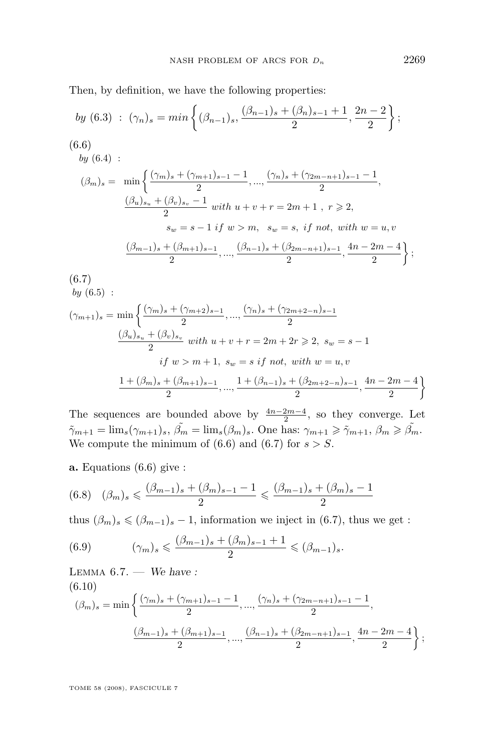Then, by definition, we have the following properties:

$$\text{by (6.3)} \;:\; (\gamma_n)_s = min\left\{(\beta_{n-1})_s, \frac{(\beta_{n-1})_s+(\beta_n)_{s-1}+1}{2}, \frac{2n-2}{2}\right\};$$

(6.6)

by (6.4) :

$$\begin{aligned}(\beta_m)_s = \;& \min\left\{\frac{(\gamma_m)_s+(\gamma_{m+1})_{s-1}-1}{2}, ..., \frac{(\gamma_n)_s+(\gamma_{2m-n+1})_{s-1}-1}{2},\right.\\ & \frac{(\beta_u)_{s_u}+(\beta_v)_{s_v}-1}{2} \text{ with } u+v+r=2m+1\;,\; r\geqslant 2,\\ & \qquad s_w = s-1 \text{ if } w>m, \;\; s_w=s, \text{ if not, with } w=u,v\\ & \left.\frac{(\beta_{m-1})_s+(\beta_{m+1})_{s-1}}{2}, ..., \frac{(\beta_{n-1})_s+(\beta_{2m-n+1})_{s-1}}{2}, \frac{4n-2m-4}{2}\right\};\end{aligned}$$

(6.7)

by (6.5) :

$$\begin{aligned}(\gamma_{m+1})_s = \min&\left\{\frac{(\gamma_m)_s+(\gamma_{m+2})_{s-1}}{2}, ..., \frac{(\gamma_n)_s+(\gamma_{2m+2-n})_{s-1}}{2}\right.\\ & \frac{(\beta_u)_{s_u}+(\beta_v)_{s_v}}{2} \text{ with } u+v+r=2m+2r\geqslant 2,\; s_w=s-1\\ & \qquad \text{if } w>m+1,\; s_w=s \text{ if not, with } w=u,v\\ & \left.\frac{1+(\beta_m)_s+(\beta_{m+1})_{s-1}}{2}, ..., \frac{1+(\beta_{n-1})_s+(\beta_{2m+2-n})_{s-1}}{2}, \frac{4n-2m-4}{2}\right\}\end{aligned}$$

The sequences are bounded above by $\frac{4n-2m-4}{2}$, so they converge. Let $\tilde{\gamma}_{m+1} = \lim_s (\gamma_{m+1})_s$, $\tilde{\beta_m} = \lim_s(\beta_m)_s$. One has: $\gamma_{m+1} \geqslant \tilde{\gamma}_{m+1}$, $\beta_m \geqslant \tilde{\beta_m}$. We compute the minimum of (6.6) and (6.7) for $s > S$.

**a.** Equations (6.6) give :

$$(6.8) \quad (\beta_m)_s \leqslant \frac{(\beta_{m-1})_s+(\beta_m)_{s-1}-1}{2} \leqslant \frac{(\beta_{m-1})_s+(\beta_m)_s-1}{2}$$

thus $(\beta_m)_s \leqslant (\beta_{m-1})_s - 1$, information we inject in (6.7), thus we get :

$$(6.9) \qquad (\gamma_m)_s \leqslant \frac{(\beta_{m-1})_s+(\beta_m)_{s-1}+1}{2} \leqslant (\beta_{m-1})_s.$$

Lemma 6.7. — *We have :*

(6.10)

$$\begin{aligned}(\beta_m)_s = \min&\left\{\frac{(\gamma_m)_s+(\gamma_{m+1})_{s-1}-1}{2}, ..., \frac{(\gamma_n)_s+(\gamma_{2m-n+1})_{s-1}-1}{2},\right.\\ & \left.\frac{(\beta_{m-1})_s+(\beta_{m+1})_{s-1}}{2}, ..., \frac{(\beta_{n-1})_s+(\beta_{2m-n+1})_{s-1}}{2}, \frac{4n-2m-4}{2}\right\};\end{aligned}$$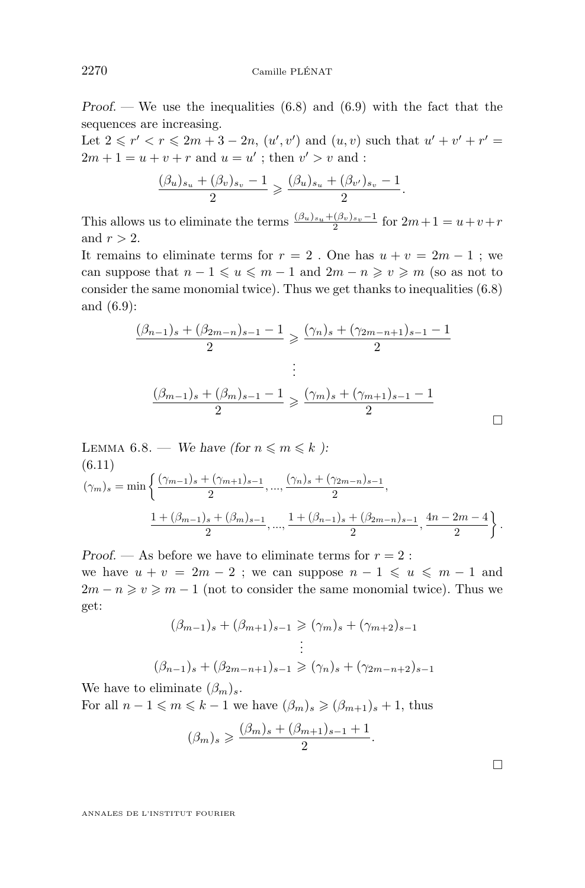*Proof.* — We use the inequalities (6.8) and (6.9) with the fact that the sequences are increasing.

Let $2 \leqslant r' < r \leqslant 2m+3-2n$, $(u', v')$ and $(u, v)$ such that $u'+v'+r' = 2m+1 = u+v+r$ and $u = u'$ ; then $v' > v$ and :

$$\frac{(\beta_u)_{s_u} + (\beta_v)_{s_v} - 1}{2} \geqslant \frac{(\beta_u)_{s_u} + (\beta_{v'})_{s_v} - 1}{2}.$$

This allows us to eliminate the terms $\frac{(\beta_u)_{s_u} + (\beta_v)_{s_v} - 1}{2}$ for $2m+1 = u+v+r$ and $r > 2$.

It remains to eliminate terms for $r = 2$ . One has $u + v = 2m - 1$ ; we can suppose that $n-1 \leqslant u \leqslant m-1$ and $2m-n \geqslant v \geqslant m$ (so as not to consider the same monomial twice). Thus we get thanks to inequalities (6.8) and (6.9):

$$\frac{(\beta_{n-1})_s + (\beta_{2m-n})_{s-1} - 1}{2} \geqslant \frac{(\gamma_n)_s + (\gamma_{2m-n+1})_{s-1} - 1}{2}$$
$$\vdots$$
$$\frac{(\beta_{m-1})_s + (\beta_m)_{s-1} - 1}{2} \geqslant \frac{(\gamma_m)_s + (\gamma_{m+1})_{s-1} - 1}{2}$$

□

**Lemma 6.8.** — *We have (for $n \leqslant m \leqslant k$ ):*

(6.11)
$$(\gamma_m)_s = \min\left\{ \frac{(\gamma_{m-1})_s + (\gamma_{m+1})_{s-1}}{2}, ..., \frac{(\gamma_n)_s + (\gamma_{2m-n})_{s-1}}{2}, \right.$$
$$\left. \frac{1 + (\beta_{m-1})_s + (\beta_m)_{s-1}}{2}, ..., \frac{1 + (\beta_{n-1})_s + (\beta_{2m-n})_{s-1}}{2}, \frac{4n-2m-4}{2} \right\}.$$

*Proof.* — As before we have to eliminate terms for $r = 2$ :

we have $u + v = 2m - 2$ ; we can suppose $n-1 \leqslant u \leqslant m-1$ and $2m-n \geqslant v \geqslant m-1$ (not to consider the same monomial twice). Thus we get:

$$(\beta_{m-1})_s + (\beta_{m+1})_{s-1} \geqslant (\gamma_m)_s + (\gamma_{m+2})_{s-1}$$
$$\vdots$$
$$(\beta_{n-1})_s + (\beta_{2m-n+1})_{s-1} \geqslant (\gamma_n)_s + (\gamma_{2m-n+2})_{s-1}$$

We have to eliminate $(\beta_m)_s$.

For all $n-1 \leqslant m \leqslant k-1$ we have $(\beta_m)_s \geqslant (\beta_{m+1})_s + 1$, thus

$$(\beta_m)_s \geqslant \frac{(\beta_m)_s + (\beta_{m+1})_{s-1} + 1}{2}.$$

□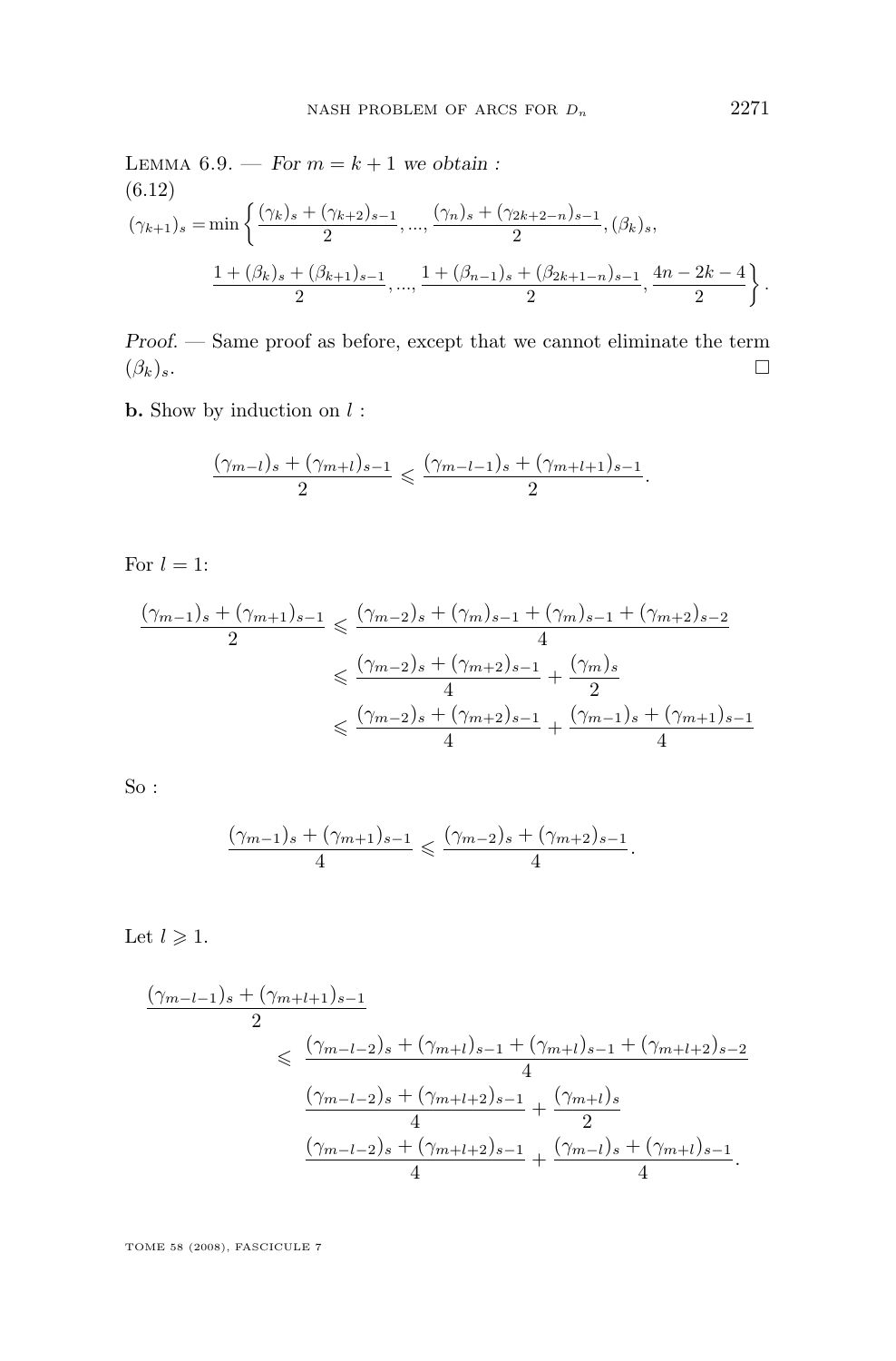LEMMA 6.9. — *For $m = k+1$ we obtain :*

(6.12)

$$(\gamma_{k+1})_s = \min\left\{ \frac{(\gamma_k)_s + (\gamma_{k+2})_{s-1}}{2}, ..., \frac{(\gamma_n)_s + (\gamma_{2k+2-n})_{s-1}}{2}, (\beta_k)_s, \right.$$
$$\left. \frac{1 + (\beta_k)_s + (\beta_{k+1})_{s-1}}{2}, ..., \frac{1 + (\beta_{n-1})_s + (\beta_{2k+1-n})_{s-1}}{2}, \frac{4n-2k-4}{2} \right\}.$$

*Proof.* — Same proof as before, except that we cannot eliminate the term $(\beta_k)_s$. □

**b.** Show by induction on $l$ :

$$\frac{(\gamma_{m-l})_s + (\gamma_{m+l})_{s-1}}{2} \leqslant \frac{(\gamma_{m-l-1})_s + (\gamma_{m+l+1})_{s-1}}{2}.$$

For $l = 1$:

$$\begin{aligned}
\frac{(\gamma_{m-1})_s + (\gamma_{m+1})_{s-1}}{2} &\leqslant \frac{(\gamma_{m-2})_s + (\gamma_m)_{s-1} + (\gamma_m)_{s-1} + (\gamma_{m+2})_{s-2}}{4} \\
&\leqslant \frac{(\gamma_{m-2})_s + (\gamma_{m+2})_{s-1}}{4} + \frac{(\gamma_m)_s}{2} \\
&\leqslant \frac{(\gamma_{m-2})_s + (\gamma_{m+2})_{s-1}}{4} + \frac{(\gamma_{m-1})_s + (\gamma_{m+1})_{s-1}}{4}
\end{aligned}$$

So :

$$\frac{(\gamma_{m-1})_s + (\gamma_{m+1})_{s-1}}{4} \leqslant \frac{(\gamma_{m-2})_s + (\gamma_{m+2})_{s-1}}{4}.$$

Let $l \geqslant 1$.

$$\begin{aligned}
&\frac{(\gamma_{m-l-1})_s + (\gamma_{m+l+1})_{s-1}}{2} \\
&\qquad \leqslant \frac{(\gamma_{m-l-2})_s + (\gamma_{m+l})_{s-1} + (\gamma_{m+l})_{s-1} + (\gamma_{m+l+2})_{s-2}}{4} \\
&\qquad\quad \frac{(\gamma_{m-l-2})_s + (\gamma_{m+l+2})_{s-1}}{4} + \frac{(\gamma_{m+l})_s}{2} \\
&\qquad\quad \frac{(\gamma_{m-l-2})_s + (\gamma_{m+l+2})_{s-1}}{4} + \frac{(\gamma_{m-l})_s + (\gamma_{m+l})_{s-1}}{4}.
\end{aligned}$$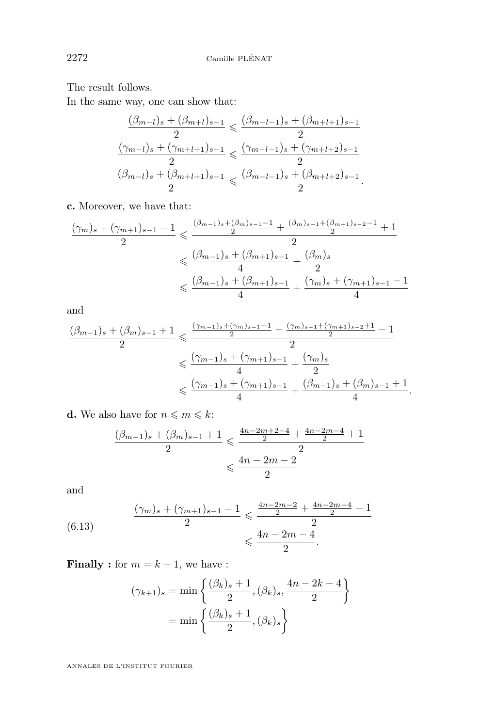The result follows.

In the same way, one can show that:

$$\frac{(\beta_{m-l})_s + (\beta_{m+l})_{s-1}}{2} \leqslant \frac{(\beta_{m-l-1})_s + (\beta_{m+l+1})_{s-1}}{2}$$
$$\frac{(\gamma_{m-l})_s + (\gamma_{m+l+1})_{s-1}}{2} \leqslant \frac{(\gamma_{m-l-1})_s + (\gamma_{m+l+2})_{s-1}}{2}$$
$$\frac{(\beta_{m-l})_s + (\beta_{m+l+1})_{s-1}}{2} \leqslant \frac{(\beta_{m-l-1})_s + (\beta_{m+l+2})_{s-1}}{2}.$$

**c.** Moreover, we have that:

$$\begin{aligned}
\frac{(\gamma_m)_s + (\gamma_{m+1})_{s-1} - 1}{2} &\leqslant \frac{\frac{(\beta_{m-1})_s + (\beta_m)_{s-1} - 1}{2} + \frac{(\beta_m)_{s-1} + (\beta_{m+1})_{s-2} - 1}{2} + 1}{2} \\
&\leqslant \frac{(\beta_{m-1})_s + (\beta_{m+1})_{s-1}}{4} + \frac{(\beta_m)_s}{2} \\
&\leqslant \frac{(\beta_{m-1})_s + (\beta_{m+1})_{s-1}}{4} + \frac{(\gamma_m)_s + (\gamma_{m+1})_{s-1} - 1}{4}
\end{aligned}$$

and

$$\begin{aligned}
\frac{(\beta_{m-1})_s + (\beta_m)_{s-1} + 1}{2} &\leqslant \frac{\frac{(\gamma_{m-1})_s + (\gamma_m)_{s-1} + 1}{2} + \frac{(\gamma_m)_{s-1} + (\gamma_{m+1})_{s-2} + 1}{2} - 1}{2} \\
&\leqslant \frac{(\gamma_{m-1})_s + (\gamma_{m+1})_{s-1}}{4} + \frac{(\gamma_m)_s}{2} \\
&\leqslant \frac{(\gamma_{m-1})_s + (\gamma_{m+1})_{s-1}}{4} + \frac{(\beta_{m-1})_s + (\beta_m)_{s-1} + 1}{4}.
\end{aligned}$$

**d.** We also have for $n \leqslant m \leqslant k$:

$$\begin{aligned}
\frac{(\beta_{m-1})_s + (\beta_m)_{s-1} + 1}{2} &\leqslant \frac{\frac{4n-2m+2-4}{2} + \frac{4n-2m-4}{2} + 1}{2} \\
&\leqslant \frac{4n-2m-2}{2}
\end{aligned}$$

and

$$\begin{aligned}
\frac{(\gamma_m)_s + (\gamma_{m+1})_{s-1} - 1}{2} &\leqslant \frac{\frac{4n-2m-2}{2} + \frac{4n-2m-4}{2} - 1}{2} \\
&\leqslant \frac{4n-2m-4}{2}.
\end{aligned} \tag{6.13}$$

**Finally :** for $m = k+1$, we have :

$$\begin{aligned}
(\gamma_{k+1})_s &= \min\left\{\frac{(\beta_k)_s + 1}{2}, (\beta_k)_s, \frac{4n-2k-4}{2}\right\} \\
&= \min\left\{\frac{(\beta_k)_s + 1}{2}, (\beta_k)_s\right\}
\end{aligned}$$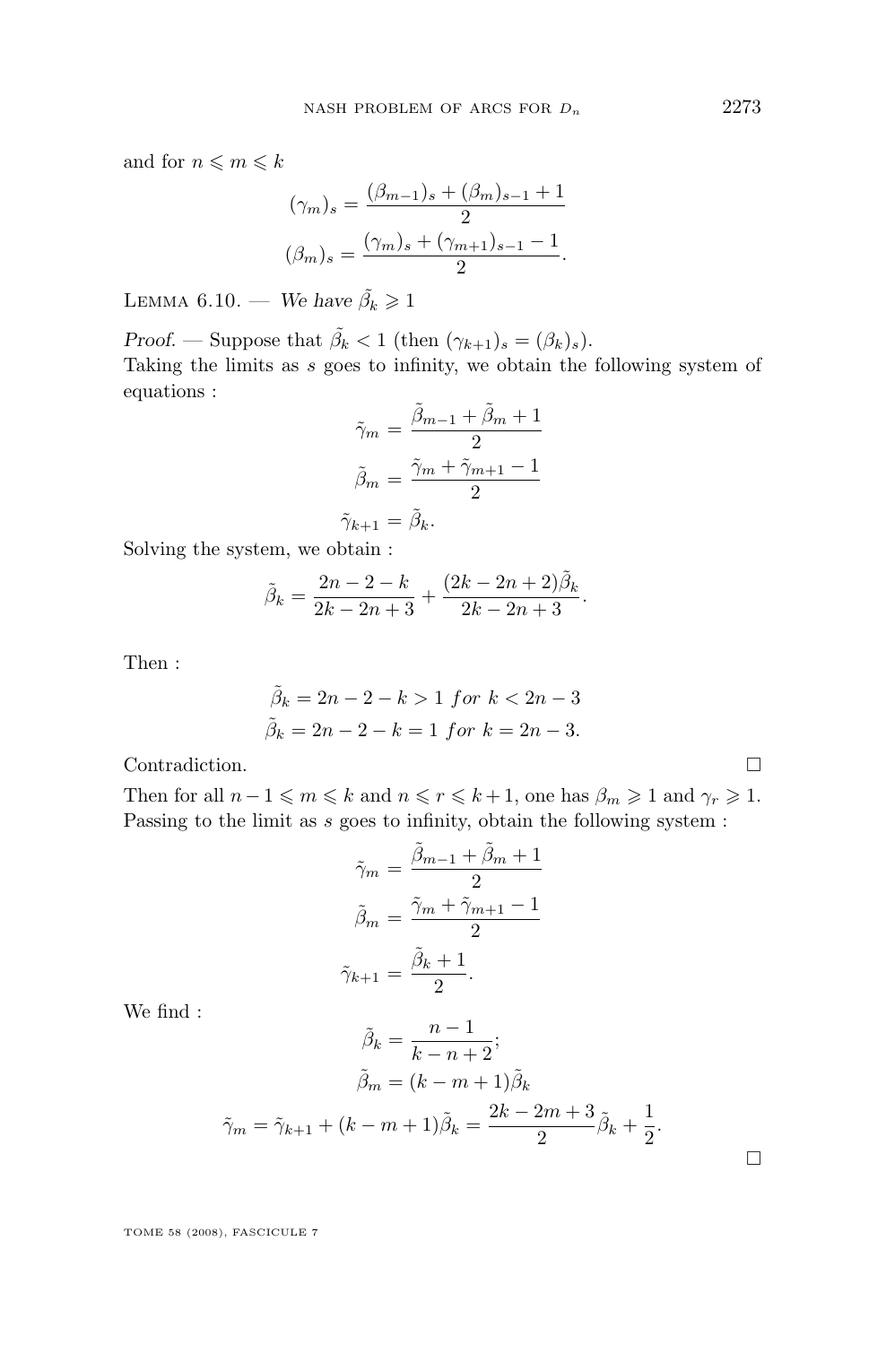and for $n \leqslant m \leqslant k$

$$(\gamma_m)_s = \frac{(\beta_{m-1})_s + (\beta_m)_{s-1} + 1}{2}$$
$$(\beta_m)_s = \frac{(\gamma_m)_s + (\gamma_{m+1})_{s-1} - 1}{2}.$$

Lemma 6.10. — *We have $\tilde{\beta}_k \geqslant 1$*

*Proof.* — Suppose that $\tilde{\beta}_k < 1$ (then $(\gamma_{k+1})_s = (\beta_k)_s$).

Taking the limits as $s$ goes to infinity, we obtain the following system of equations :

$$\tilde{\gamma}_m = \frac{\tilde{\beta}_{m-1} + \tilde{\beta}_m + 1}{2}$$
$$\tilde{\beta}_m = \frac{\tilde{\gamma}_m + \tilde{\gamma}_{m+1} - 1}{2}$$
$$\tilde{\gamma}_{k+1} = \tilde{\beta}_k.$$

Solving the system, we obtain :

$$\tilde{\beta}_k = \frac{2n-2-k}{2k-2n+3} + \frac{(2k-2n+2)\tilde{\beta}_k}{2k-2n+3}.$$

Then :

$$\tilde{\beta}_k = 2n-2-k > 1 \text{ } for \text{ } k < 2n-3$$
$$\tilde{\beta}_k = 2n-2-k = 1 \text{ } for \text{ } k = 2n-3.$$

Contradiction. □

Then for all $n-1 \leqslant m \leqslant k$ and $n \leqslant r \leqslant k+1$, one has $\beta_m \geqslant 1$ and $\gamma_r \geqslant 1$. Passing to the limit as $s$ goes to infinity, obtain the following system :

$$\tilde{\gamma}_m = \frac{\tilde{\beta}_{m-1} + \tilde{\beta}_m + 1}{2}$$
$$\tilde{\beta}_m = \frac{\tilde{\gamma}_m + \tilde{\gamma}_{m+1} - 1}{2}$$
$$\tilde{\gamma}_{k+1} = \frac{\tilde{\beta}_k + 1}{2}.$$

We find :

$$\tilde{\beta}_k = \frac{n-1}{k-n+2};$$
$$\tilde{\beta}_m = (k-m+1)\tilde{\beta}_k$$
$$\tilde{\gamma}_m = \tilde{\gamma}_{k+1} + (k-m+1)\tilde{\beta}_k = \frac{2k-2m+3}{2}\tilde{\beta}_k + \frac{1}{2}.$$

□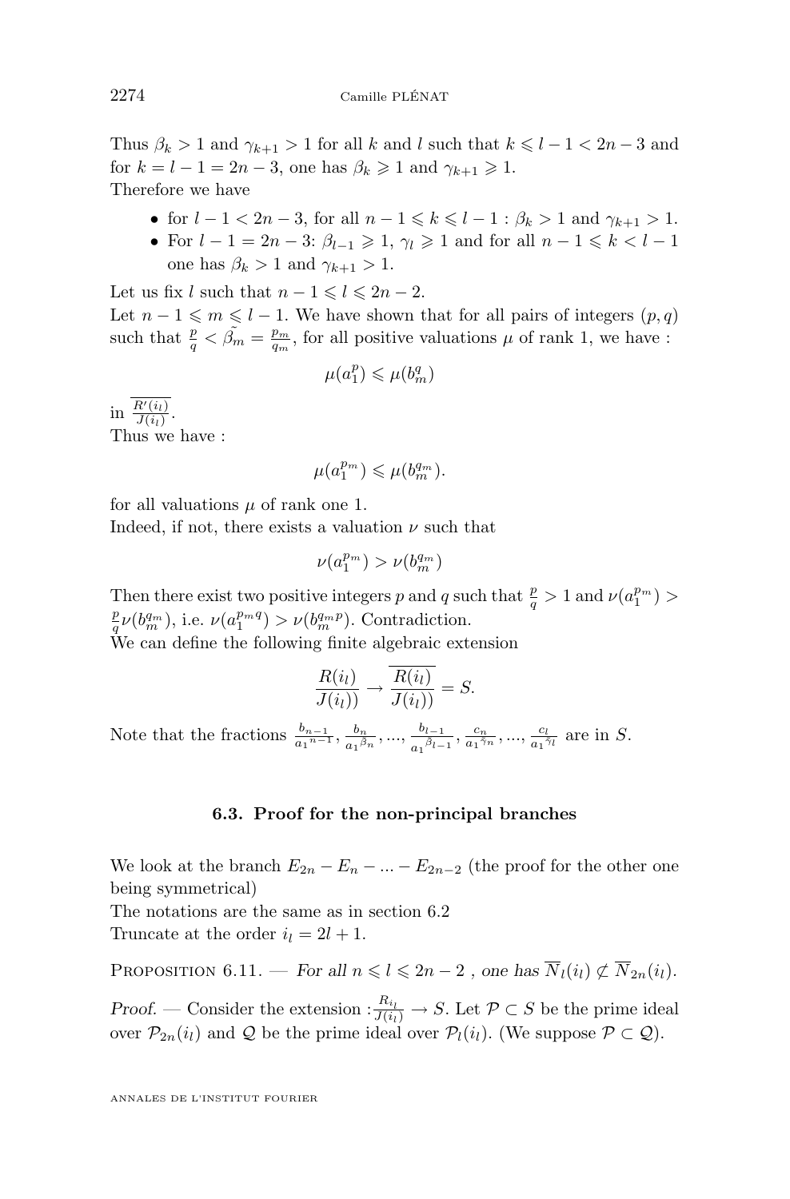Thus $\beta_k > 1$ and $\gamma_{k+1} > 1$ for all $k$ and $l$ such that $k \leqslant l-1 < 2n-3$ and for $k = l-1 = 2n-3$, one has $\beta_k \geqslant 1$ and $\gamma_{k+1} \geqslant 1$.
Therefore we have

- for $l-1 < 2n-3$, for all $n-1 \leqslant k \leqslant l-1$ : $\beta_k > 1$ and $\gamma_{k+1} > 1$.
- For $l-1 = 2n-3$: $\beta_{l-1} \geqslant 1$, $\gamma_l \geqslant 1$ and for all $n-1 \leqslant k < l-1$ one has $\beta_k > 1$ and $\gamma_{k+1} > 1$.

Let us fix $l$ such that $n-1 \leqslant l \leqslant 2n-2$.
Let $n-1 \leqslant m \leqslant l-1$. We have shown that for all pairs of integers $(p,q)$ such that $\frac{p}{q} < \tilde{\beta_m} = \frac{p_m}{q_m}$, for all positive valuations $\mu$ of rank 1, we have :

$$\mu(a_1^p) \leqslant \mu(b_m^q)$$

in $\overline{\frac{R'(i_l)}{J(i_l)}}$.
Thus we have :

$$\mu(a_1^{p_m}) \leqslant \mu(b_m^{q_m}).$$

for all valuations $\mu$ of rank one 1.
Indeed, if not, there exists a valuation $\nu$ such that

$$\nu(a_1^{p_m}) > \nu(b_m^{q_m})$$

Then there exist two positive integers $p$ and $q$ such that $\frac{p}{q} > 1$ and $\nu(a_1^{p_m}) > \frac{p}{q}\nu(b_m^{q_m})$, i.e. $\nu(a_1^{p_m q}) > \nu(b_m^{q_m p})$. Contradiction.
We can define the following finite algebraic extension

$$\frac{R(i_l)}{J(i_l))} \to \overline{\frac{R(i_l)}{J(i_l))}} = S.$$

Note that the fractions $\frac{b_{n-1}}{{a_1}^{n-1}}, \frac{b_n}{{a_1}^{\tilde{\beta}_n}}, ..., \frac{b_{l-1}}{{a_1}^{\tilde{\beta}_{l-1}}}, \frac{c_n}{{a_1}^{\tilde{\gamma}_n}}, ..., \frac{c_l}{{a_1}^{\tilde{\gamma}_l}}$ are in $S$.

### 6.3. Proof for the non-principal branches

We look at the branch $E_{2n} - E_n - ... - E_{2n-2}$ (the proof for the other one being symmetrical)
The notations are the same as in section 6.2
Truncate at the order $i_l = 2l+1$.

Proposition 6.11. — *For all $n \leqslant l \leqslant 2n-2$ , one has $\overline{N}_l(i_l) \not\subset \overline{N}_{2n}(i_l)$.*

*Proof.* — Consider the extension :$\frac{R_{i_l}}{J(i_l)} \to S$. Let $\mathcal{P} \subset S$ be the prime ideal over $\mathcal{P}_{2n}(i_l)$ and $\mathcal{Q}$ be the prime ideal over $\mathcal{P}_l(i_l)$. (We suppose $\mathcal{P} \subset \mathcal{Q}$).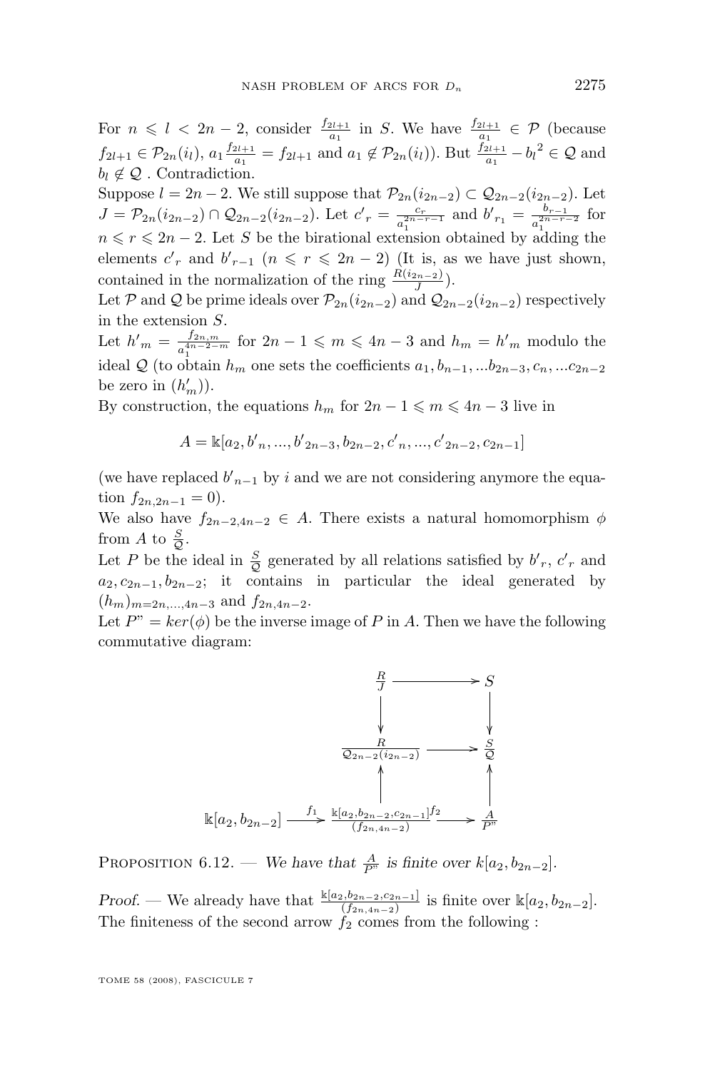For $n \leqslant l < 2n-2$, consider $\frac{f_{2l+1}}{a_1}$ in $S$. We have $\frac{f_{2l+1}}{a_1} \in \mathcal{P}$ (because $f_{2l+1} \in \mathcal{P}_{2n}(i_l)$, $a_1 \frac{f_{2l+1}}{a_1} = f_{2l+1}$ and $a_1 \notin \mathcal{P}_{2n}(i_l)$). But $\frac{f_{2l+1}}{a_1} - {b_l}^2 \in \mathcal{Q}$ and $b_l \notin \mathcal{Q}$ . Contradiction.

Suppose $l = 2n-2$. We still suppose that $\mathcal{P}_{2n}(i_{2n-2}) \subset \mathcal{Q}_{2n-2}(i_{2n-2})$. Let $J = \mathcal{P}_{2n}(i_{2n-2}) \cap \mathcal{Q}_{2n-2}(i_{2n-2})$. Let ${c'}_r = \frac{c_r}{a_1^{2n-r-1}}$ and ${b'}_{r_1} = \frac{b_{r-1}}{a_1^{2n-r-2}}$ for $n \leqslant r \leqslant 2n-2$. Let $S$ be the birational extension obtained by adding the elements ${c'}_r$ and ${b'}_{r-1}$ ($n \leqslant r \leqslant 2n-2$) (It is, as we have just shown, contained in the normalization of the ring $\frac{R(i_{2n-2})}{J}$).

Let $\mathcal{P}$ and $\mathcal{Q}$ be prime ideals over $\mathcal{P}_{2n}(i_{2n-2})$ and $\mathcal{Q}_{2n-2}(i_{2n-2})$ respectively in the extension $S$.

Let ${h'}_m = \frac{f_{2n,m}}{a_1^{4n-2-m}}$ for $2n-1 \leqslant m \leqslant 4n-3$ and $h_m = {h'}_m$ modulo the ideal $\mathcal{Q}$ (to obtain $h_m$ one sets the coefficients $a_1, b_{n-1}, ...b_{2n-3}, c_n, ...c_{2n-2}$ be zero in $(h'_m)$).

By construction, the equations $h_m$ for $2n-1 \leqslant m \leqslant 4n-3$ live in

$$A = \mathbb{k}[a_2, {b'}_n, ..., {b'}_{2n-3}, b_{2n-2}, {c'}_n, ..., {c'}_{2n-2}, c_{2n-1}]$$

(we have replaced ${b'}_{n-1}$ by $i$ and we are not considering anymore the equation $f_{2n,2n-1} = 0$).

We also have $f_{2n-2,4n-2} \in A$. There exists a natural homomorphism $\phi$ from $A$ to $\frac{S}{\mathcal{Q}}$.

Let $P$ be the ideal in $\frac{S}{\mathcal{Q}}$ generated by all relations satisfied by ${b'}_r$, ${c'}_r$ and $a_2, c_{2n-1}, b_{2n-2}$; it contains in particular the ideal generated by $(h_m)_{m=2n,...,4n-3}$ and $f_{2n,4n-2}$.

Let $P" = ker(\phi)$ be the inverse image of $P$ in $A$. Then we have the following commutative diagram:

$$\begin{array}{ccccc}
 & & \frac{R}{J} & \longrightarrow & S \\
 & & \downarrow & & \downarrow \\
 & & \frac{R}{\mathcal{Q}_{2n-2}(i_{2n-2})} & \longrightarrow & \frac{S}{\mathcal{Q}} \\
 & & \uparrow & & \uparrow \\
\mathbb{k}[a_2, b_{2n-2}] & \xrightarrow{f_1} & \frac{\mathbb{k}[a_2, b_{2n-2}, c_{2n-1}]}{(f_{2n,4n-2})} & \xrightarrow{f_2} & \frac{A}{P"}
\end{array}$$

PROPOSITION 6.12. — *We have that $\frac{A}{P"}$ is finite over $k[a_2, b_{2n-2}]$.*

*Proof.* — We already have that $\frac{\mathbb{k}[a_2, b_{2n-2}, c_{2n-1}]}{(f_{2n,4n-2})}$ is finite over $\mathbb{k}[a_2, b_{2n-2}]$. The finiteness of the second arrow $f_2$ comes from the following :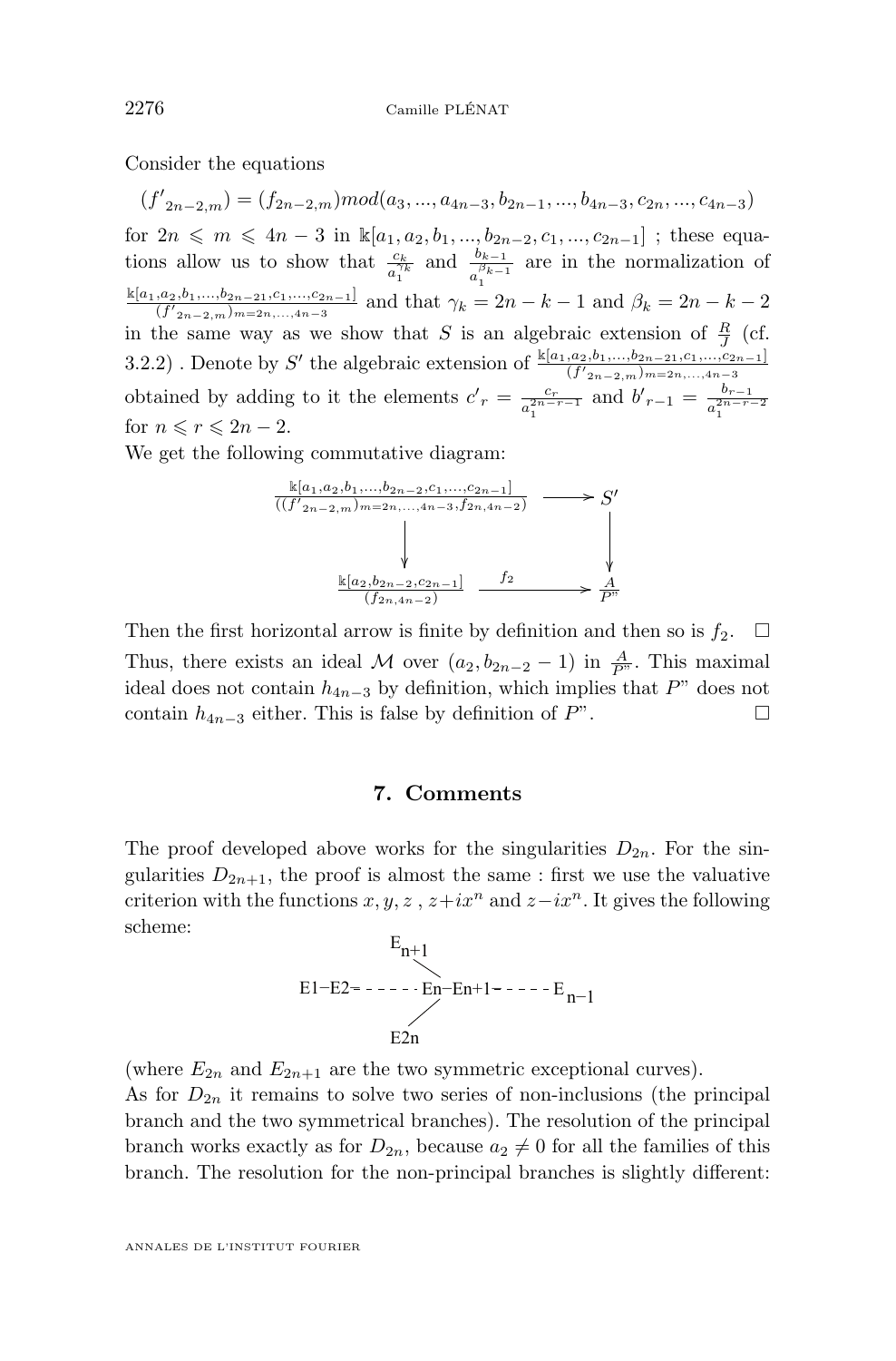Consider the equations

$$({f'}_{2n-2,m}) = (f_{2n-2,m}) mod(a_3,...,a_{4n-3}, b_{2n-1},...,b_{4n-3}, c_{2n},...,c_{4n-3})$$

for $2n \leqslant m \leqslant 4n-3$ in $\Bbbk[a_1,a_2,b_1,...,b_{2n-2},c_1,...,c_{2n-1}]$ ; these equations allow us to show that $\frac{c_k}{a_1^{\gamma_k}}$ and $\frac{b_{k-1}}{a_1^{\beta_{k-1}}}$ are in the normalization of $\frac{\Bbbk[a_1,a_2,b_1,...,b_{2n-21},c_1,...,c_{2n-1}]}{({f'}_{2n-2,m})_{m=2n,...,4n-3}}$ and that $\gamma_k = 2n-k-1$ and $\beta_k = 2n-k-2$ in the same way as we show that $S$ is an algebraic extension of $\frac{R}{J}$ (cf. 3.2.2) . Denote by $S'$ the algebraic extension of $\frac{\Bbbk[a_1,a_2,b_1,...,b_{2n-21},c_1,...,c_{2n-1}]}{({f'}_{2n-2,m})_{m=2n,...,4n-3}}$ obtained by adding to it the elements ${c'}_r = \frac{c_r}{a_1^{2n-r-1}}$ and ${b'}_{r-1} = \frac{b_{r-1}}{a_1^{2n-r-2}}$ for $n \leqslant r \leqslant 2n-2$.

We get the following commutative diagram:

$$\begin{array}{ccc}
\frac{\Bbbk[a_1,a_2,b_1,...,b_{2n-2},c_1,...,c_{2n-1}]}{(({f'}_{2n-2,m})_{m=2n,...,4n-3},f_{2n,4n-2})} & \longrightarrow & S' \\
\downarrow & & \downarrow \\
\frac{\Bbbk[a_2,b_{2n-2},c_{2n-1}]}{(f_{2n,4n-2})} & \xrightarrow{f_2} & \frac{A}{P"}
\end{array}$$

Then the first horizontal arrow is finite by definition and then so is $f_2$. $\square$

Thus, there exists an ideal $\mathcal{M}$ over $(a_2, b_{2n-2}-1)$ in $\frac{A}{P"}$. This maximal ideal does not contain $h_{4n-3}$ by definition, which implies that $P$" does not contain $h_{4n-3}$ either. This is false by definition of $P$". $\square$

## 7. Comments

The proof developed above works for the singularities $D_{2n}$. For the singularities $D_{2n+1}$, the proof is almost the same : first we use the valuative criterion with the functions $x, y, z$ , $z+ix^n$ and $z-ix^n$. It gives the following scheme:

$$\begin{array}{c}
E_{n+1} \\
\quad\diagdown \\
E1-E2- - - - - - En-En+1- - - - - E_{n-1} \\
\quad\diagup \\
E2n
\end{array}$$

(where $E_{2n}$ and $E_{2n+1}$ are the two symmetric exceptional curves).

As for $D_{2n}$ it remains to solve two series of non-inclusions (the principal branch and the two symmetrical branches). The resolution of the principal branch works exactly as for $D_{2n}$, because $a_2 \neq 0$ for all the families of this branch. The resolution for the non-principal branches is slightly different: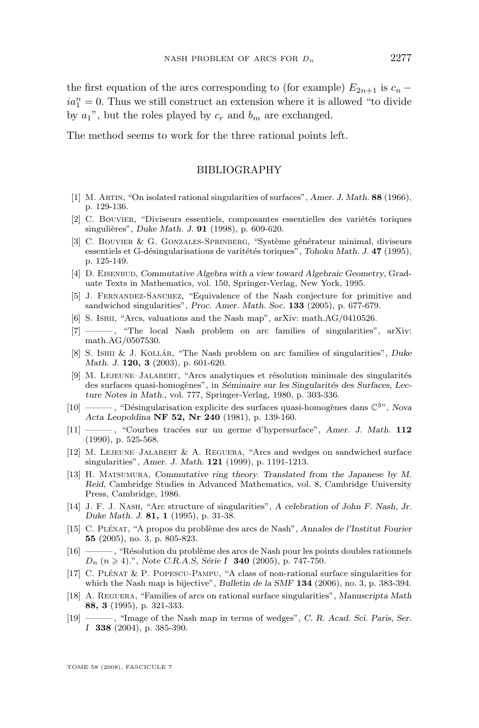the first equation of the arcs corresponding to (for example) $E_{2n+1}$ is $c_n - ia_1^n = 0$. Thus we still construct an extension where it is allowed "to divide by $a_1$", but the roles played by $c_r$ and $b_m$ are exchanged.

The method seems to work for the three rational points left.

## BIBLIOGRAPHY

[1] M. Artin, "On isolated rational singularities of surfaces", *Amer. J. Math.* **88** (1966), p. 129-136.

[2] C. Bouvier, "Diviseurs essentiels, composantes essentielles des variétés toriques singulières", *Duke Math. J.* **91** (1998), p. 609-620.

[3] C. Bouvier & G. Gonzales-Sprinberg, "Système générateur minimal, diviseurs essentiels et G-désingularisations de varitétés toriques", *Tohoku Math. J.* **47** (1995), p. 125-149.

[4] D. Eisenbud, *Commutative Algebra with a view toward Algebraic Geometry*, Graduate Texts in Mathematics, vol. 150, Springer-Verlag, New York, 1995.

[5] J. Fernandez-Sanchez, "Equivalence of the Nash conjecture for primitive and sandwiched singularities", *Proc. Amer. Math. Soc.* **133** (2005), p. 677-679.

[6] S. Ishii, "Arcs, valuations and the Nash map", arXiv: math.AG/0410526.

[7] ———, "The local Nash problem on arc families of singularities", arXiv: math.AG/0507530.

[8] S. Ishii & J. Kollár, "The Nash problem on arc families of singularities", *Duke Math. J.* **120, 3** (2003), p. 601-620.

[9] M. Lejeune–Jalabert, "Arcs analytiques et résolution minimale des singularités des surfaces quasi-homogènes", in *Séminaire sur les Singularités des Surfaces, Lecture Notes in Math.*, vol. 777, Springer-Verlag, 1980, p. 303-336.

[10] ———, "Désingularisation explicite des surfaces quasi-homogènes dans $\mathbb{C}^3$", *Nova Acta Leopoldina* **NF 52, Nr 240** (1981), p. 139-160.

[11] ———, "Courbes tracées sur un germe d'hypersurface", *Amer. J. Math.* **112** (1990), p. 525-568.

[12] M. Lejeune–Jalabert & A. Reguera, "Arcs and wedges on sandwiched surface singularities", *Amer. J. Math.* **121** (1999), p. 1191-1213.

[13] H. Matsumura, *Commutative ring theory. Translated from the Japanese by M. Reid*, Cambridge Studies in Advanced Mathematics, vol. 8, Cambridge University Press, Cambridge, 1986.

[14] J. F. J. Nash, "Arc structure of singularities", *A celebration of John F. Nash, Jr. Duke Math. J.* **81, 1** (1995), p. 31-38.

[15] C. Plénat, "A propos du problème des arcs de Nash", *Annales de l'Institut Fourier* **55** (2005), no. 3, p. 805-823.

[16] ———, "Résolution du problème des arcs de Nash pour les points doubles rationnels $D_n$ ($n \geqslant 4$).", *Note C.R.A.S, Série I* **340** (2005), p. 747-750.

[17] C. Plénat & P. Popescu-Pampu, "A class of non-rational surface singularities for which the Nash map is bijective", *Bulletin de la SMF* **134** (2006), no. 3, p. 383-394.

[18] A. Reguera, "Families of arcs on rational surface singularities", *Manuscripta Math* **88, 3** (1995), p. 321-333.

[19] ———, "Image of the Nash map in terms of wedges", *C. R. Acad. Sci. Paris, Ser. I* **338** (2004), p. 385-390.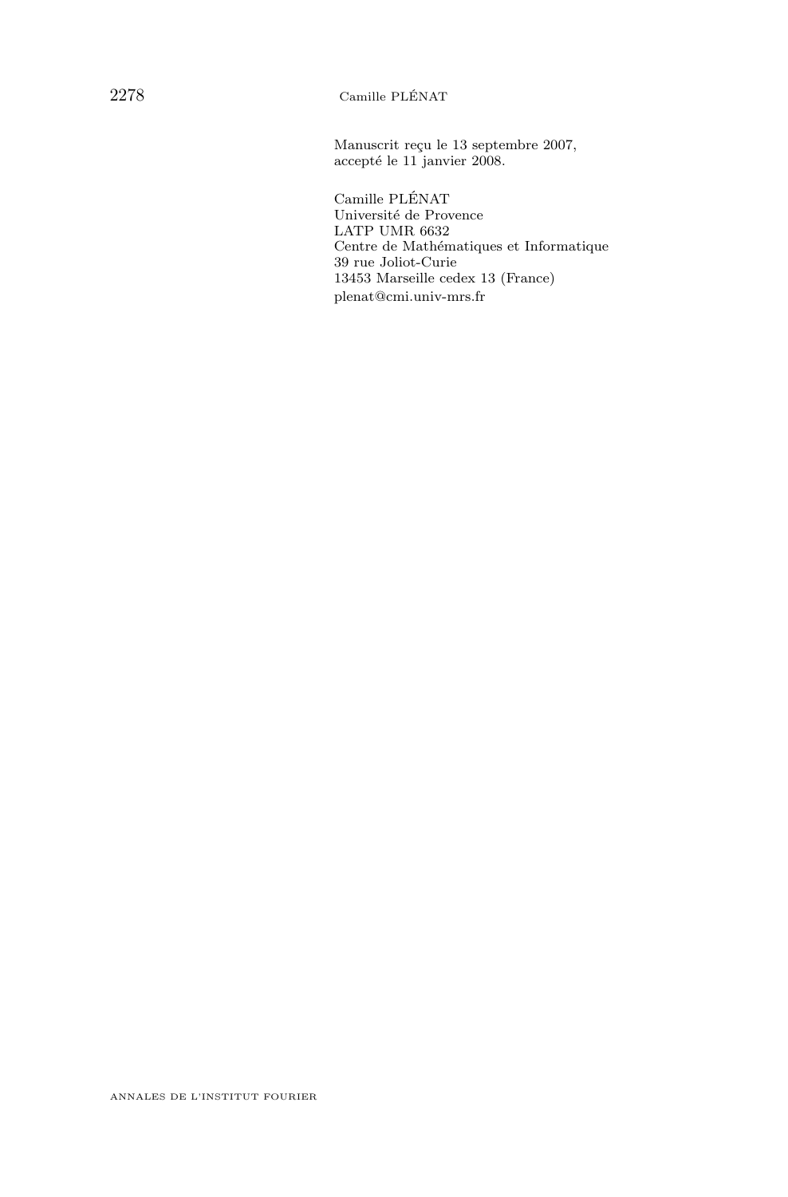Manuscrit reçu le 13 septembre 2007,
accepté le 11 janvier 2008.

Camille PLÉNAT
Université de Provence
LATP UMR 6632
Centre de Mathématiques et Informatique
39 rue Joliot-Curie
13453 Marseille cedex 13 (France)
plenat@cmi.univ-mrs.fr